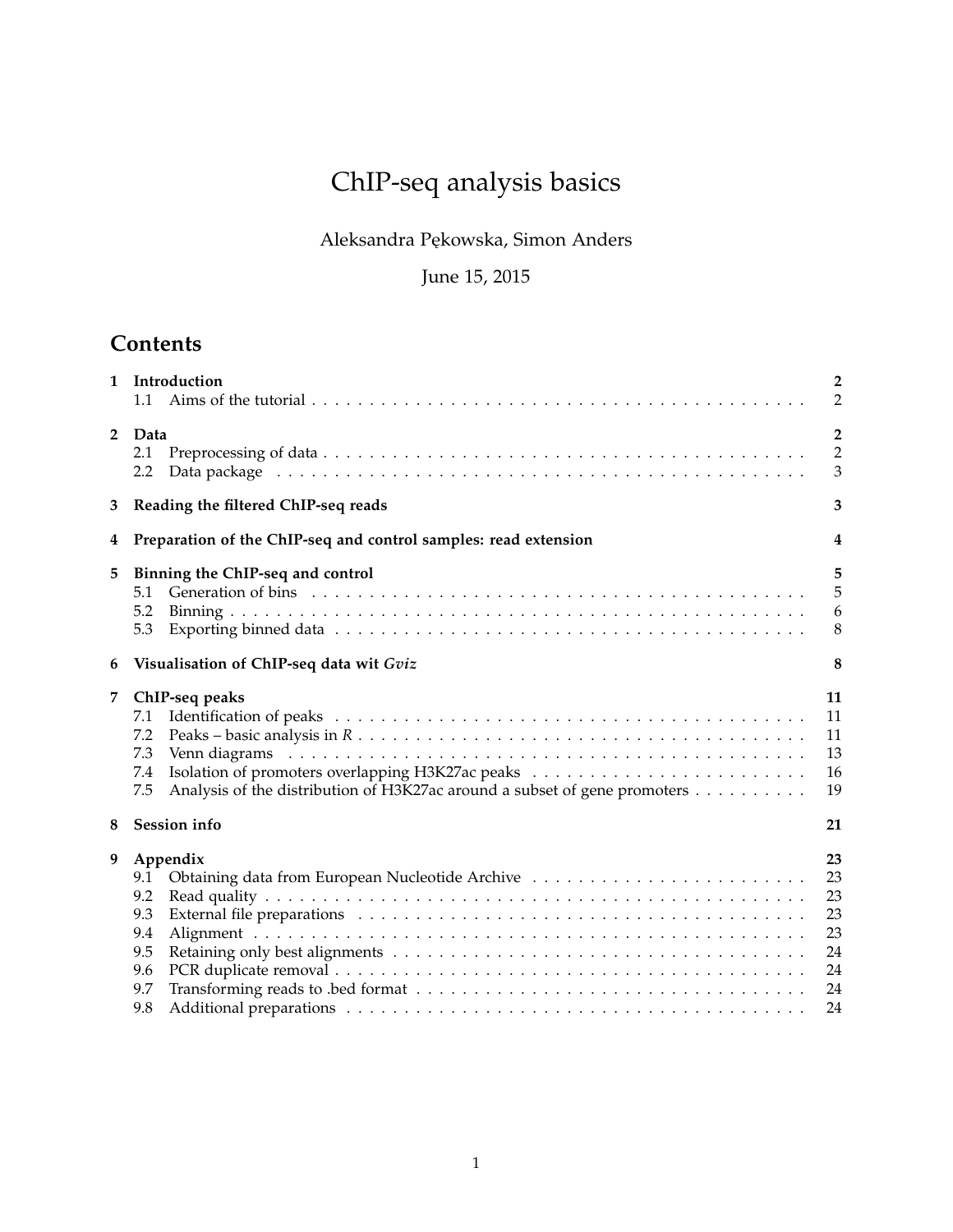# ChIP-seq analysis basics

Aleksandra Pękowska, Simon Anders

June 15, 2015

## Contents

| | | |
|---|---|---|
| **1** | **Introduction** | **2** |
| 1.1 | Aims of the tutorial | 2 |
| **2** | **Data** | **2** |
| 2.1 | Preprocessing of data | 2 |
| 2.2 | Data package | 3 |
| **3** | **Reading the filtered ChIP-seq reads** | **3** |
| **4** | **Preparation of the ChIP-seq and control samples: read extension** | **4** |
| **5** | **Binning the ChIP-seq and control** | **5** |
| 5.1 | Generation of bins | 5 |
| 5.2 | Binning | 6 |
| 5.3 | Exporting binned data | 8 |
| **6** | **Visualisation of ChIP-seq data wit *Gviz*** | **8** |
| **7** | **ChIP-seq peaks** | **11** |
| 7.1 | Identification of peaks | 11 |
| 7.2 | Peaks – basic analysis in *R* | 11 |
| 7.3 | Venn diagrams | 13 |
| 7.4 | Isolation of promoters overlapping H3K27ac peaks | 16 |
| 7.5 | Analysis of the distribution of H3K27ac around a subset of gene promoters | 19 |
| **8** | **Session info** | **21** |
| **9** | **Appendix** | **23** |
| 9.1 | Obtaining data from European Nucleotide Archive | 23 |
| 9.2 | Read quality | 23 |
| 9.3 | External file preparations | 23 |
| 9.4 | Alignment | 23 |
| 9.5 | Retaining only best alignments | 24 |
| 9.6 | PCR duplicate removal | 24 |
| 9.7 | Transforming reads to .bed format | 24 |
| 9.8 | Additional preparations | 24 |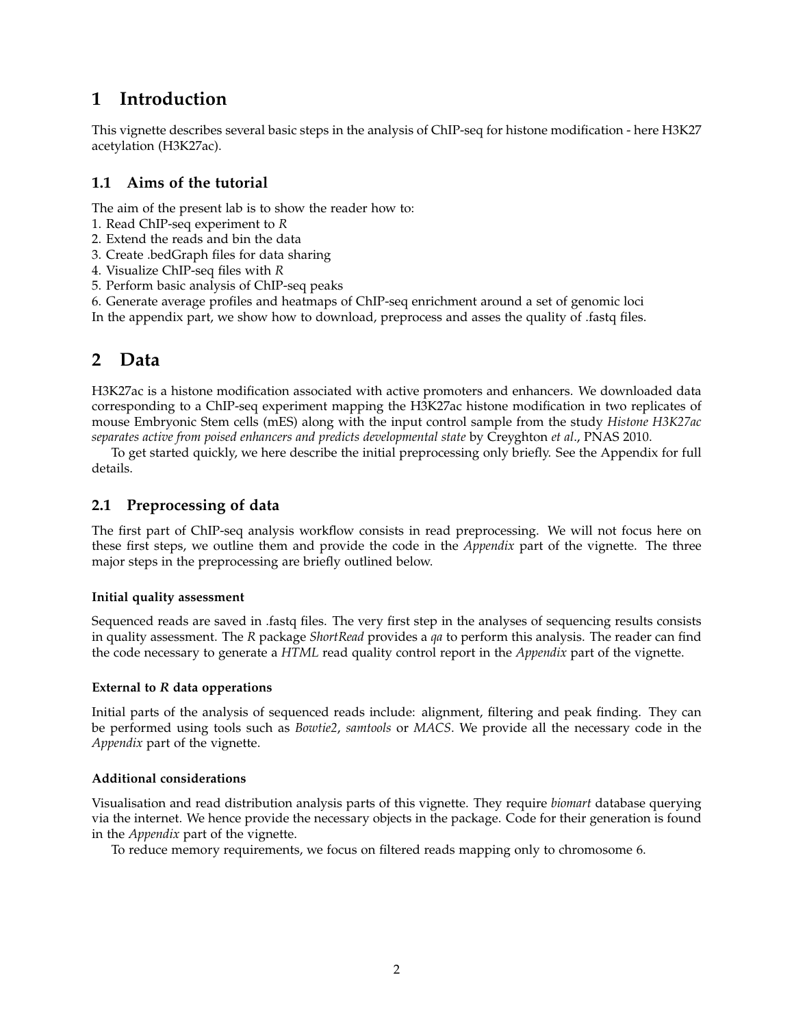# 1 Introduction

This vignette describes several basic steps in the analysis of ChIP-seq for histone modification - here H3K27 acetylation (H3K27ac).

## 1.1 Aims of the tutorial

The aim of the present lab is to show the reader how to:
1. Read ChIP-seq experiment to *R*
2. Extend the reads and bin the data
3. Create .bedGraph files for data sharing
4. Visualize ChIP-seq files with *R*
5. Perform basic analysis of ChIP-seq peaks
6. Generate average profiles and heatmaps of ChIP-seq enrichment around a set of genomic loci

In the appendix part, we show how to download, preprocess and asses the quality of .fastq files.

# 2 Data

H3K27ac is a histone modification associated with active promoters and enhancers. We downloaded data corresponding to a ChIP-seq experiment mapping the H3K27ac histone modification in two replicates of mouse Embryonic Stem cells (mES) along with the input control sample from the study *Histone H3K27ac separates active from poised enhancers and predicts developmental state* by Creyghton *et al*., PNAS 2010.

To get started quickly, we here describe the initial preprocessing only briefly. See the Appendix for full details.

## 2.1 Preprocessing of data

The first part of ChIP-seq analysis workflow consists in read preprocessing. We will not focus here on these first steps, we outline them and provide the code in the *Appendix* part of the vignette. The three major steps in the preprocessing are briefly outlined below.

#### Initial quality assessment

Sequenced reads are saved in .fastq files. The very first step in the analyses of sequencing results consists in quality assessment. The *R* package *ShortRead* provides a *qa* to perform this analysis. The reader can find the code necessary to generate a *HTML* read quality control report in the *Appendix* part of the vignette.

#### External to *R* data opperations

Initial parts of the analysis of sequenced reads include: alignment, filtering and peak finding. They can be performed using tools such as *Bowtie2*, *samtools* or *MACS*. We provide all the necessary code in the *Appendix* part of the vignette.

#### Additional considerations

Visualisation and read distribution analysis parts of this vignette. They require *biomart* database querying via the internet. We hence provide the necessary objects in the package. Code for their generation is found in the *Appendix* part of the vignette.

To reduce memory requirements, we focus on filtered reads mapping only to chromosome 6.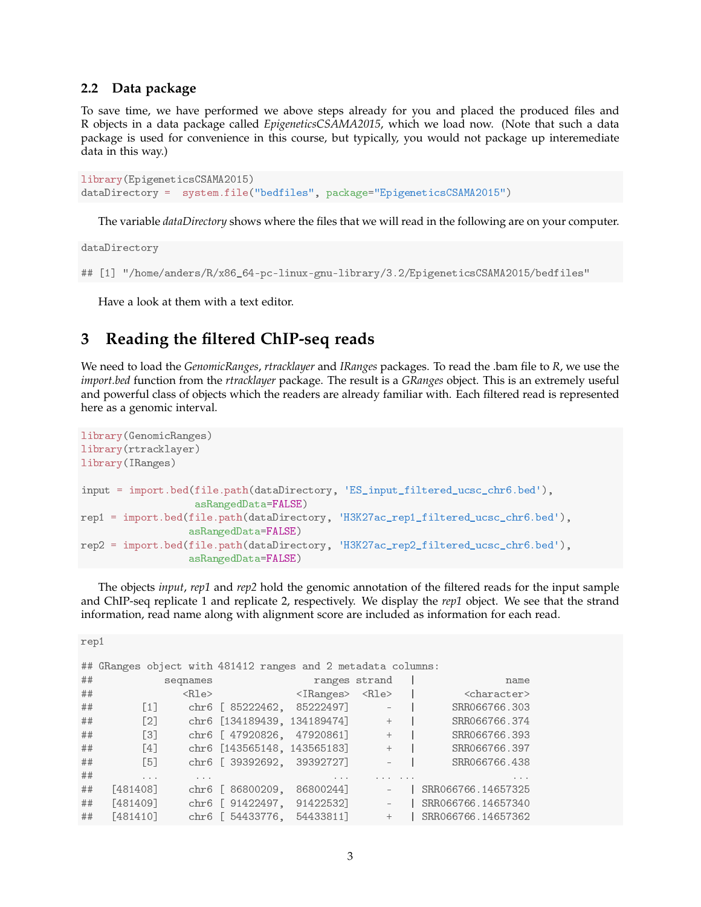### 2.2 Data package

To save time, we have performed we above steps already for you and placed the produced files and R objects in a data package called *EpigeneticsCSAMA2015*, which we load now. (Note that such a data package is used for convenience in this course, but typically, you would not package up interemediate data in this way.)

```
library(EpigeneticsCSAMA2015)
dataDirectory =  system.file("bedfiles", package="EpigeneticsCSAMA2015")
```

The variable *dataDirectory* shows where the files that we will read in the following are on your computer.

```
dataDirectory

## [1] "/home/anders/R/x86_64-pc-linux-gnu-library/3.2/EpigeneticsCSAMA2015/bedfiles"
```

Have a look at them with a text editor.

## 3 Reading the filtered ChIP-seq reads

We need to load the *GenomicRanges*, *rtracklayer* and *IRanges* packages. To read the .bam file to *R*, we use the *import.bed* function from the *rtracklayer* package. The result is a *GRanges* object. This is an extremely useful and powerful class of objects which the readers are already familiar with. Each filtered read is represented here as a genomic interval.

```
library(GenomicRanges)
library(rtracklayer)
library(IRanges)

input = import.bed(file.path(dataDirectory, 'ES_input_filtered_ucsc_chr6.bed'),
                   asRangedData=FALSE)
rep1 = import.bed(file.path(dataDirectory, 'H3K27ac_rep1_filtered_ucsc_chr6.bed'),
                  asRangedData=FALSE)
rep2 = import.bed(file.path(dataDirectory, 'H3K27ac_rep2_filtered_ucsc_chr6.bed'),
                  asRangedData=FALSE)
```

The objects *input*, *rep1* and *rep2* hold the genomic annotation of the filtered reads for the input sample and ChIP-seq replicate 1 and replicate 2, respectively. We display the *rep1* object. We see that the strand information, read name along with alignment score are included as information for each read.

```
rep1

## GRanges object with 481412 ranges and 2 metadata columns:
##            seqnames                 ranges strand   |              name
##               <Rle>              <IRanges>  <Rle>   |       <character>
##        [1]     chr6 [ 85222462,  85222497]      -   |      SRR066766.303
##        [2]     chr6 [134189439, 134189474]      +   |      SRR066766.374
##        [3]     chr6 [ 47920826,  47920861]      +   |      SRR066766.393
##        [4]     chr6 [143565148, 143565183]      +   |      SRR066766.397
##        [5]     chr6 [ 39392692,  39392727]      -   |      SRR066766.438
##        ...      ...                    ...    ... ...               ...
##   [481408]     chr6 [ 86800209,  86800244]      -   | SRR066766.14657325
##   [481409]     chr6 [ 91422497,  91422532]      -   | SRR066766.14657340
##   [481410]     chr6 [ 54433776,  54433811]      +   | SRR066766.14657362
```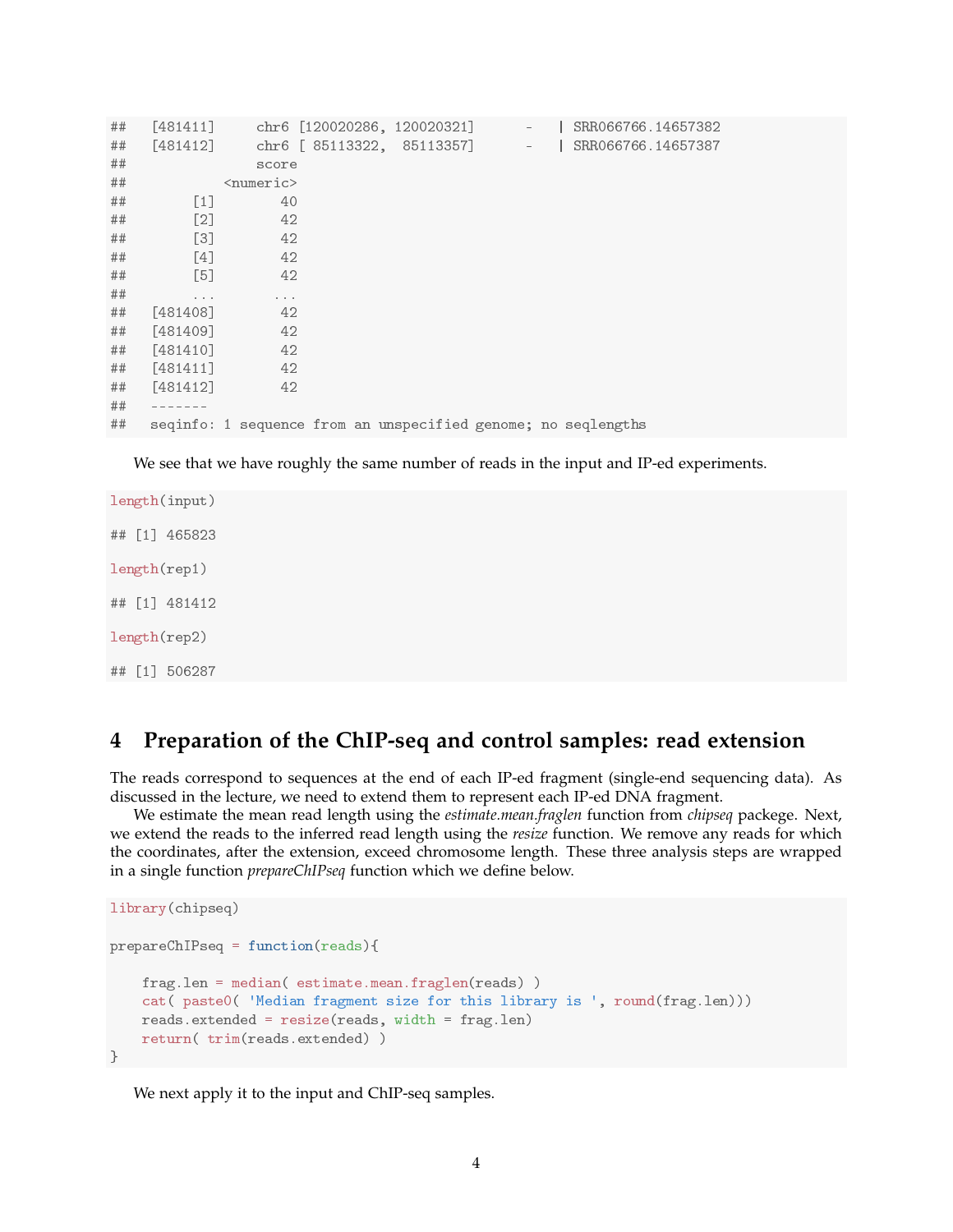```
##   [481411]     chr6 [120020286, 120020321]      -   | SRR066766.14657382
##   [481412]     chr6 [ 85113322,  85113357]      -   | SRR066766.14657387
##               score
##           <numeric>
##        [1]       40
##        [2]       42
##        [3]       42
##        [4]       42
##        [5]       42
##        ...       ...
##   [481408]       42
##   [481409]       42
##   [481410]       42
##   [481411]       42
##   [481412]       42
##   -------
##   seqinfo: 1 sequence from an unspecified genome; no seqlengths
```

We see that we have roughly the same number of reads in the input and IP-ed experiments.

```
length(input)

## [1] 465823

length(rep1)

## [1] 481412

length(rep2)

## [1] 506287
```

# 4 Preparation of the ChIP-seq and control samples: read extension

The reads correspond to sequences at the end of each IP-ed fragment (single-end sequencing data). As discussed in the lecture, we need to extend them to represent each IP-ed DNA fragment.

We estimate the mean read length using the *estimate.mean.fraglen* function from *chipseq* packege. Next, we extend the reads to the inferred read length using the *resize* function. We remove any reads for which the coordinates, after the extension, exceed chromosome length. These three analysis steps are wrapped in a single function *prepareChIPseq* function which we define below.

```
library(chipseq)

prepareChIPseq = function(reads){

    frag.len = median( estimate.mean.fraglen(reads) )
    cat( paste0( 'Median fragment size for this library is ', round(frag.len)))
    reads.extended = resize(reads, width = frag.len)
    return( trim(reads.extended) )
}
```

We next apply it to the input and ChIP-seq samples.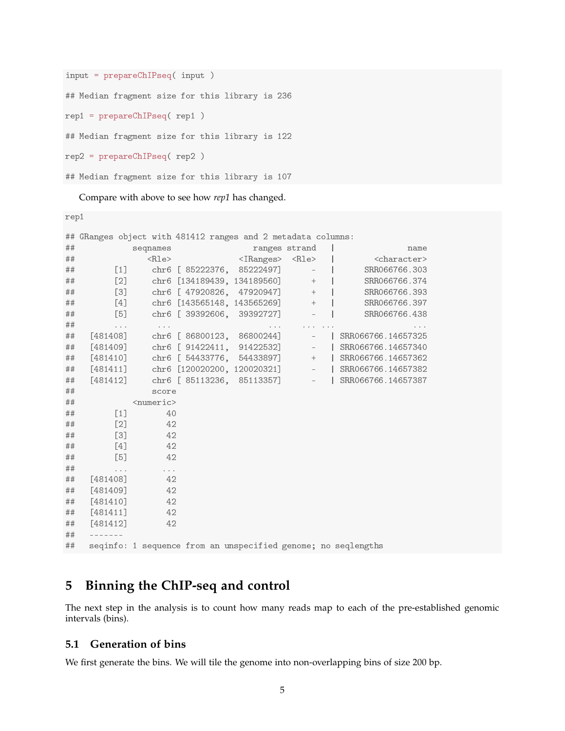```
input = prepareChIPseq( input )

## Median fragment size for this library is 236

rep1 = prepareChIPseq( rep1 )

## Median fragment size for this library is 122

rep2 = prepareChIPseq( rep2 )

## Median fragment size for this library is 107
```

Compare with above to see how *rep1* has changed.

```
rep1

## GRanges object with 481412 ranges and 2 metadata columns:
##            seqnames                 ranges strand   |              name
##               <Rle>              <IRanges>  <Rle>   |       <character>
##        [1]     chr6 [ 85222376,  85222497]      -   |      SRR066766.303
##        [2]     chr6 [134189439, 134189560]      +   |      SRR066766.374
##        [3]     chr6 [ 47920826,  47920947]      +   |      SRR066766.393
##        [4]     chr6 [143565148, 143565269]      +   |      SRR066766.397
##        [5]     chr6 [ 39392606,  39392727]      -   |      SRR066766.438
##        ...      ...                    ...    ... ...               ...
##   [481408]     chr6 [ 86800123,  86800244]      -   | SRR066766.14657325
##   [481409]     chr6 [ 91422411,  91422532]      -   | SRR066766.14657340
##   [481410]     chr6 [ 54433776,  54433897]      +   | SRR066766.14657362
##   [481411]     chr6 [120020200, 120020321]      -   | SRR066766.14657382
##   [481412]     chr6 [ 85113236,  85113357]      -   | SRR066766.14657387
##                score
##            <numeric>
##        [1]        40
##        [2]        42
##        [3]        42
##        [4]        42
##        [5]        42
##        ...       ...
##   [481408]        42
##   [481409]        42
##   [481410]        42
##   [481411]        42
##   [481412]        42
##   -------
##   seqinfo: 1 sequence from an unspecified genome; no seqlengths
```

# 5 Binning the ChIP-seq and control

The next step in the analysis is to count how many reads map to each of the pre-established genomic intervals (bins).

## 5.1 Generation of bins

We first generate the bins. We will tile the genome into non-overlapping bins of size 200 bp.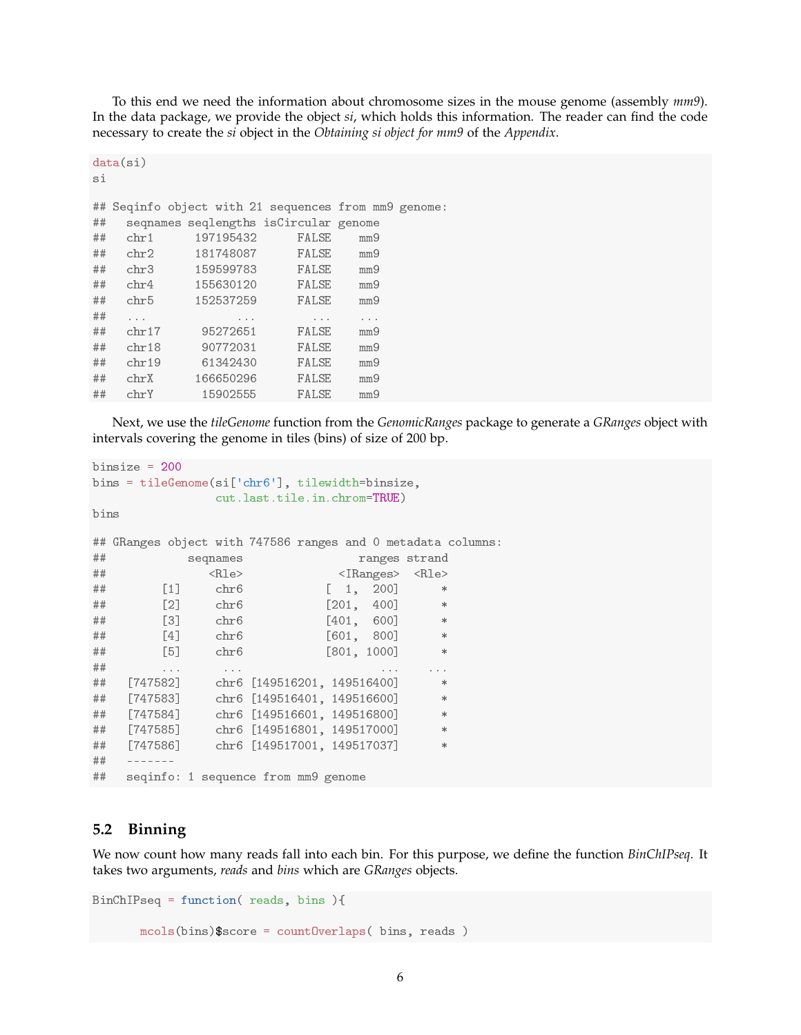To this end we need the information about chromosome sizes in the mouse genome (assembly *mm9*). In the data package, we provide the object *si*, which holds this information. The reader can find the code necessary to create the *si* object in the *Obtaining si object for mm9* of the *Appendix*.

```
data(si)
si

## Seqinfo object with 21 sequences from mm9 genome:
##   seqnames seqlengths isCircular genome
##   chr1      197195432      FALSE    mm9
##   chr2      181748087      FALSE    mm9
##   chr3      159599783      FALSE    mm9
##   chr4      155630120      FALSE    mm9
##   chr5      152537259      FALSE    mm9
##   ...             ...        ...    ...
##   chr17      95272651      FALSE    mm9
##   chr18      90772031      FALSE    mm9
##   chr19      61342430      FALSE    mm9
##   chrX      166650296      FALSE    mm9
##   chrY       15902555      FALSE    mm9
```

Next, we use the *tileGenome* function from the *GenomicRanges* package to generate a *GRanges* object with intervals covering the genome in tiles (bins) of size of 200 bp.

```
binsize = 200
bins = tileGenome(si['chr6'], tilewidth=binsize,
                  cut.last.tile.in.chrom=TRUE)
bins

## GRanges object with 747586 ranges and 0 metadata columns:
##            seqnames                 ranges strand
##               <Rle>              <IRanges>  <Rle>
##        [1]     chr6            [  1,  200]      *
##        [2]     chr6            [201,  400]      *
##        [3]     chr6            [401,  600]      *
##        [4]     chr6            [601,  800]      *
##        [5]     chr6            [801, 1000]      *
##        ...      ...                    ...    ...
##   [747582]     chr6 [149516201, 149516400]      *
##   [747583]     chr6 [149516401, 149516600]      *
##   [747584]     chr6 [149516601, 149516800]      *
##   [747585]     chr6 [149516801, 149517000]      *
##   [747586]     chr6 [149517001, 149517037]      *
##   -------
##   seqinfo: 1 sequence from mm9 genome
```

## 5.2 Binning

We now count how many reads fall into each bin. For this purpose, we define the function *BinChIPseq*. It takes two arguments, *reads* and *bins* which are *GRanges* objects.

```
BinChIPseq = function( reads, bins ){

       mcols(bins)$score = countOverlaps( bins, reads )
```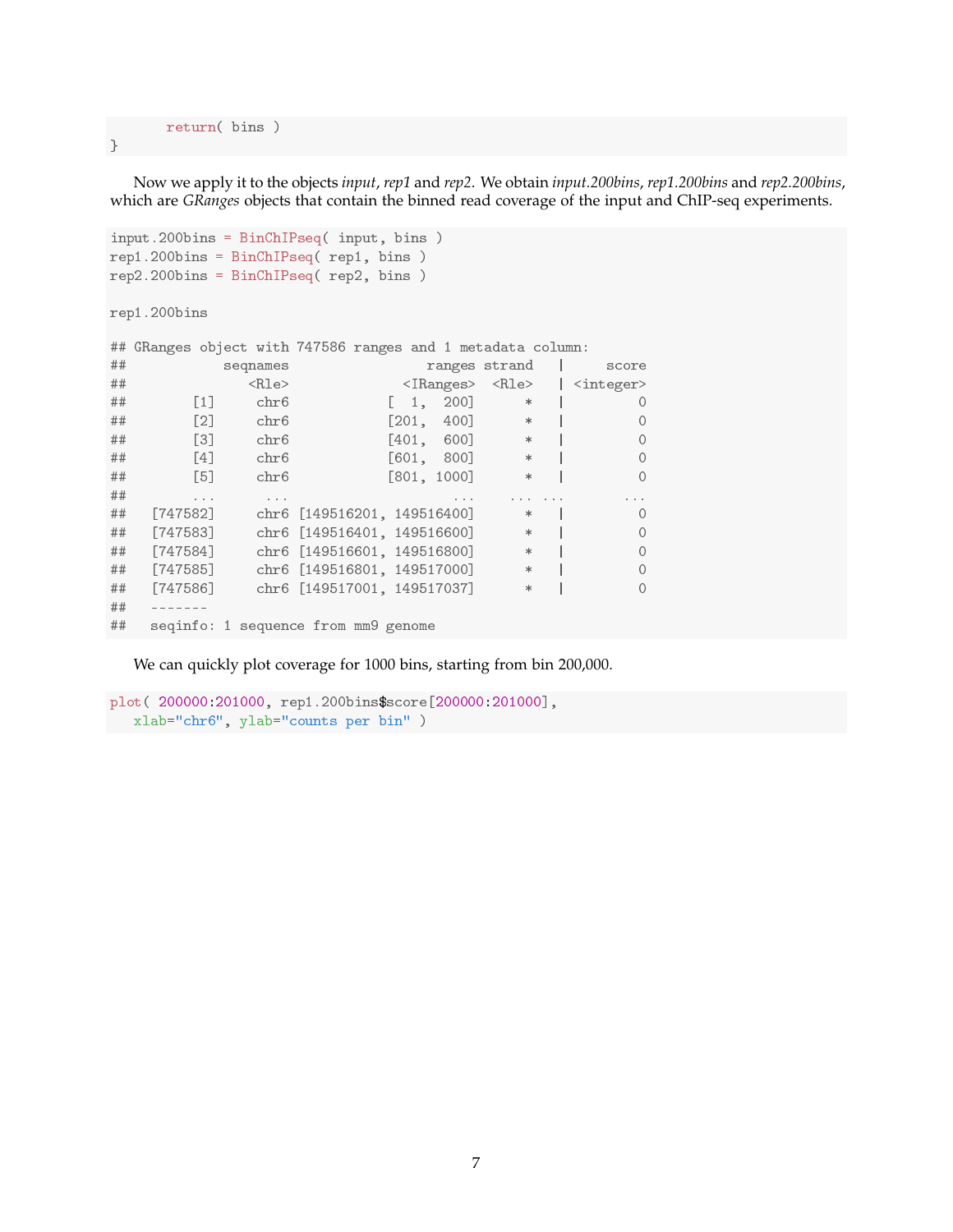```
    return( bins )
}
```

Now we apply it to the objects *input*, *rep1* and *rep2*. We obtain *input.200bins*, *rep1.200bins* and *rep2.200bins*, which are *GRanges* objects that contain the binned read coverage of the input and ChIP-seq experiments.

```
input.200bins = BinChIPseq( input, bins )
rep1.200bins = BinChIPseq( rep1, bins )
rep2.200bins = BinChIPseq( rep2, bins )

rep1.200bins

## GRanges object with 747586 ranges and 1 metadata column:
##            seqnames                 ranges strand   |     score
##               <Rle>              <IRanges>  <Rle>   | <integer>
##        [1]     chr6            [  1,  200]      *   |         0
##        [2]     chr6            [201,  400]      *   |         0
##        [3]     chr6            [401,  600]      *   |         0
##        [4]     chr6            [601,  800]      *   |         0
##        [5]     chr6            [801, 1000]      *   |         0
##        ...      ...                    ...    ... ...       ...
##   [747582]     chr6 [149516201, 149516400]      *   |         0
##   [747583]     chr6 [149516401, 149516600]      *   |         0
##   [747584]     chr6 [149516601, 149516800]      *   |         0
##   [747585]     chr6 [149516801, 149517000]      *   |         0
##   [747586]     chr6 [149517001, 149517037]      *   |         0
##   -------
##   seqinfo: 1 sequence from mm9 genome
```

We can quickly plot coverage for 1000 bins, starting from bin 200,000.

```
plot( 200000:201000, rep1.200bins$score[200000:201000],
   xlab="chr6", ylab="counts per bin" )
```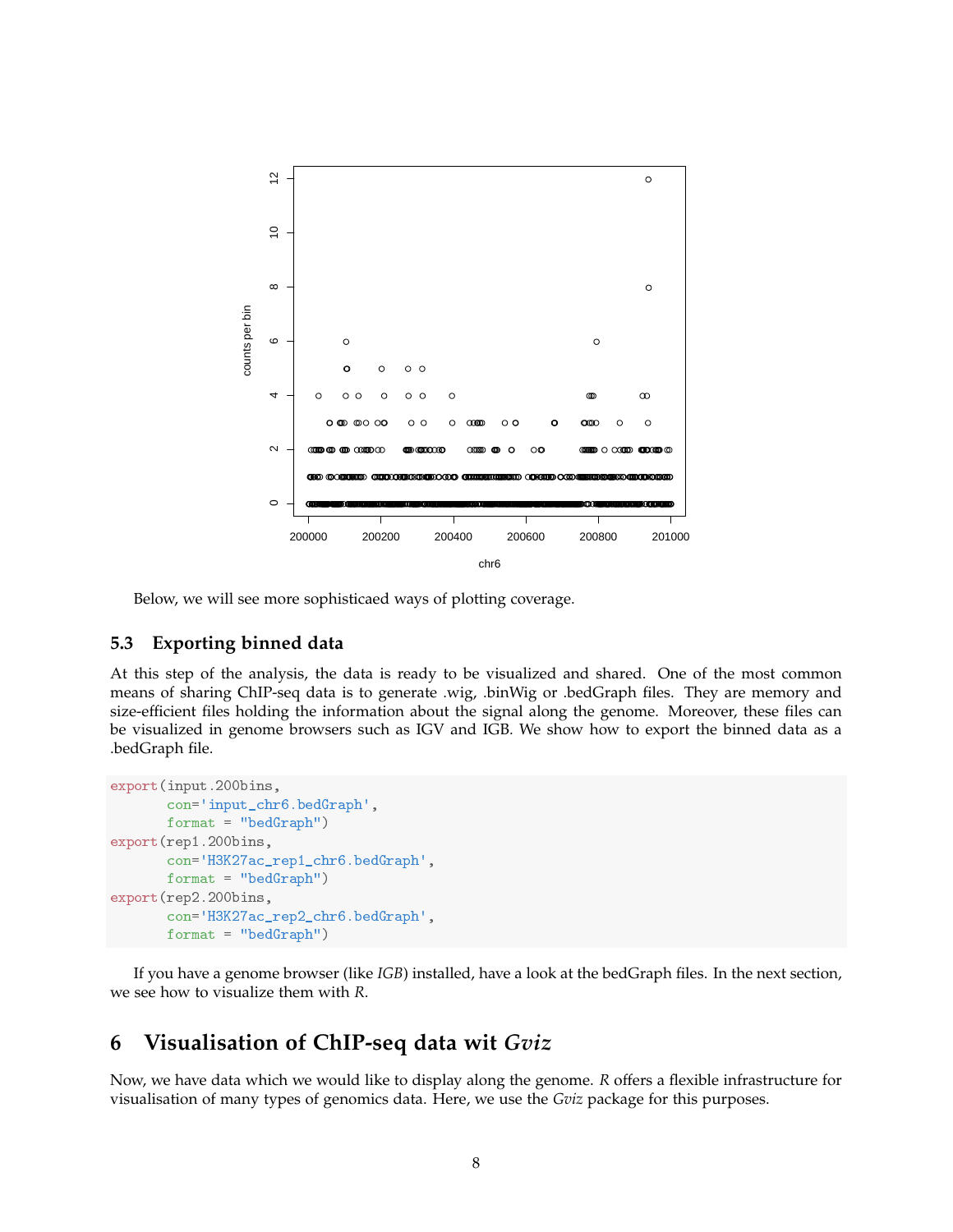Below, we will see more sophisticaed ways of plotting coverage.

### 5.3 Exporting binned data

At this step of the analysis, the data is ready to be visualized and shared. One of the most common means of sharing ChIP-seq data is to generate .wig, .binWig or .bedGraph files. They are memory and size-efficient files holding the information about the signal along the genome. Moreover, these files can be visualized in genome browsers such as IGV and IGB. We show how to export the binned data as a .bedGraph file.

```
export(input.200bins,
       con='input_chr6.bedGraph',
       format = "bedGraph")
export(rep1.200bins,
       con='H3K27ac_rep1_chr6.bedGraph',
       format = "bedGraph")
export(rep2.200bins,
       con='H3K27ac_rep2_chr6.bedGraph',
       format = "bedGraph")
```

If you have a genome browser (like *IGB*) installed, have a look at the bedGraph files. In the next section, we see how to visualize them with *R*.

## 6 Visualisation of ChIP-seq data wit *Gviz*

Now, we have data which we would like to display along the genome. *R* offers a flexible infrastructure for visualisation of many types of genomics data. Here, we use the *Gviz* package for this purposes.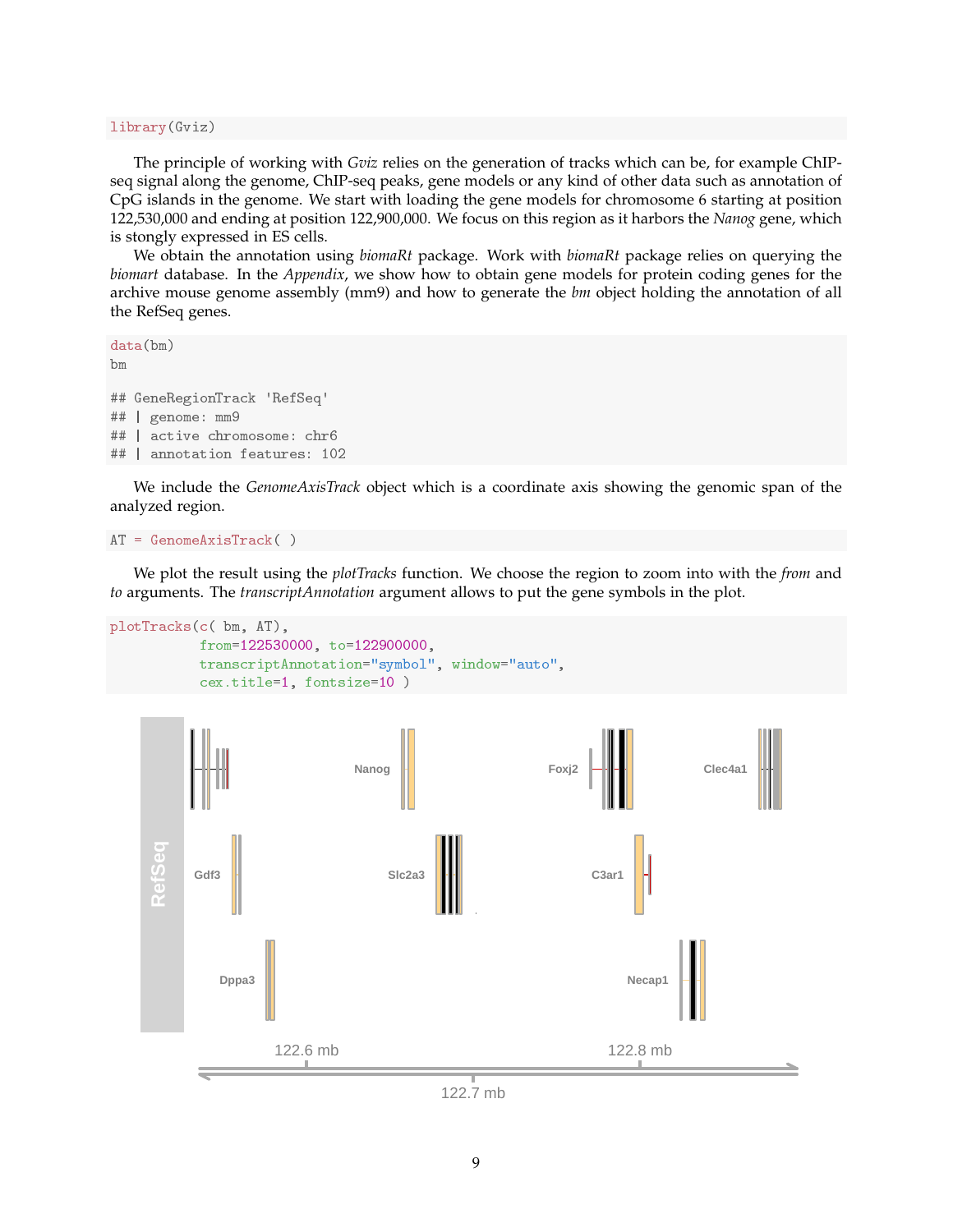```
library(Gviz)
```

The principle of working with *Gviz* relies on the generation of tracks which can be, for example ChIP-seq signal along the genome, ChIP-seq peaks, gene models or any kind of other data such as annotation of CpG islands in the genome. We start with loading the gene models for chromosome 6 starting at position 122,530,000 and ending at position 122,900,000. We focus on this region as it harbors the *Nanog* gene, which is stongly expressed in ES cells.

We obtain the annotation using *biomaRt* package. Work with *biomaRt* package relies on querying the *biomart* database. In the *Appendix*, we show how to obtain gene models for protein coding genes for the archive mouse genome assembly (mm9) and how to generate the *bm* object holding the annotation of all the RefSeq genes.

```
data(bm)
bm

## GeneRegionTrack 'RefSeq'
## | genome: mm9
## | active chromosome: chr6
## | annotation features: 102
```

We include the *GenomeAxisTrack* object which is a coordinate axis showing the genomic span of the analyzed region.

```
AT = GenomeAxisTrack( )
```

We plot the result using the *plotTracks* function. We choose the region to zoom into with the *from* and *to* arguments. The *transcriptAnnotation* argument allows to put the gene symbols in the plot.

```
plotTracks(c( bm, AT),
           from=122530000, to=122900000,
           transcriptAnnotation="symbol", window="auto",
           cex.title=1, fontsize=10 )
```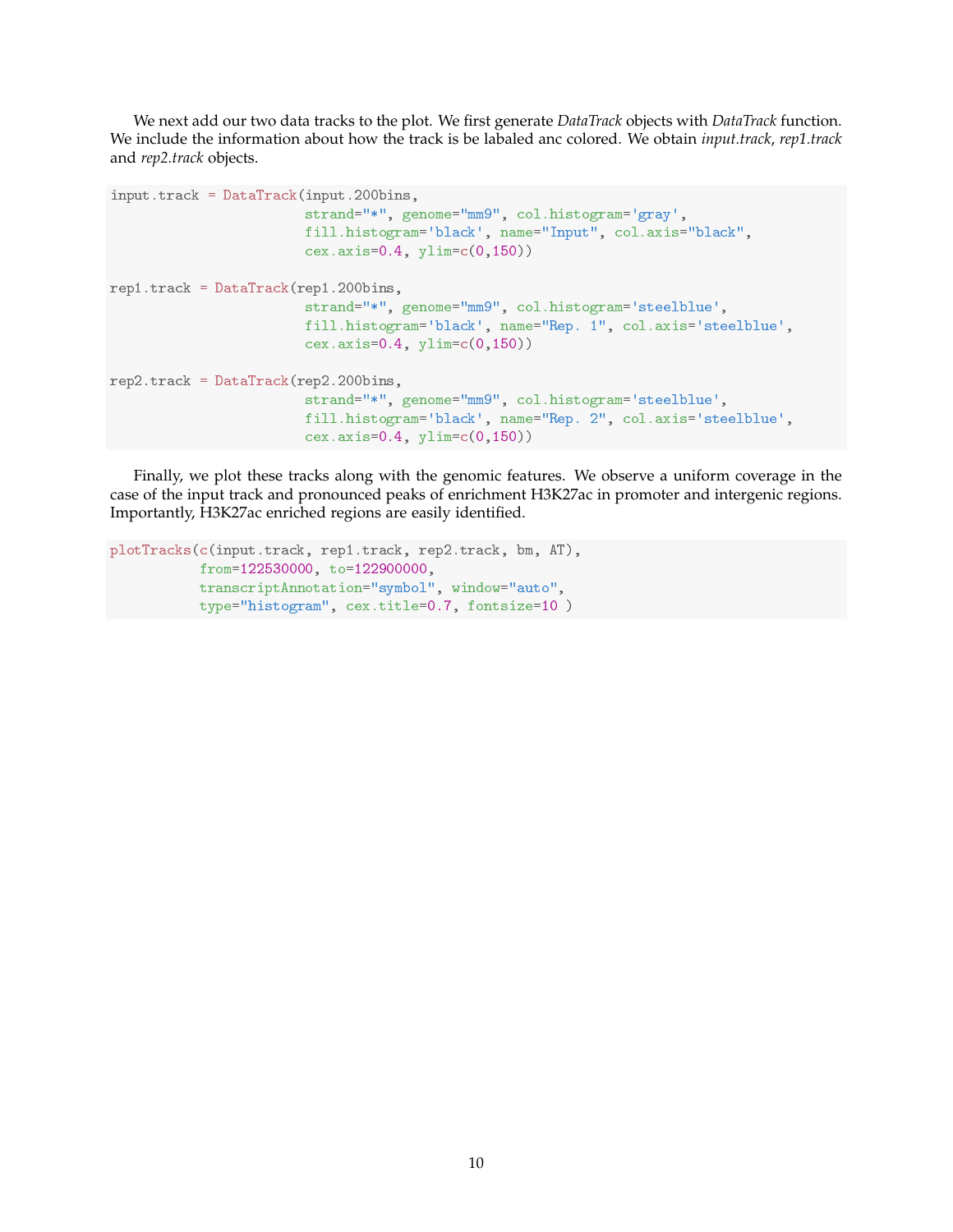We next add our two data tracks to the plot. We first generate *DataTrack* objects with *DataTrack* function. We include the information about how the track is be labaled anc colored. We obtain *input.track*, *rep1.track* and *rep2.track* objects.

```
input.track = DataTrack(input.200bins,
                       strand="*", genome="mm9", col.histogram='gray',
                       fill.histogram='black', name="Input", col.axis="black",
                       cex.axis=0.4, ylim=c(0,150))

rep1.track = DataTrack(rep1.200bins,
                       strand="*", genome="mm9", col.histogram='steelblue',
                       fill.histogram='black', name="Rep. 1", col.axis='steelblue',
                       cex.axis=0.4, ylim=c(0,150))

rep2.track = DataTrack(rep2.200bins,
                       strand="*", genome="mm9", col.histogram='steelblue',
                       fill.histogram='black', name="Rep. 2", col.axis='steelblue',
                       cex.axis=0.4, ylim=c(0,150))
```

Finally, we plot these tracks along with the genomic features. We observe a uniform coverage in the case of the input track and pronounced peaks of enrichment H3K27ac in promoter and intergenic regions. Importantly, H3K27ac enriched regions are easily identified.

```
plotTracks(c(input.track, rep1.track, rep2.track, bm, AT),
           from=122530000, to=122900000,
           transcriptAnnotation="symbol", window="auto",
           type="histogram", cex.title=0.7, fontsize=10 )
```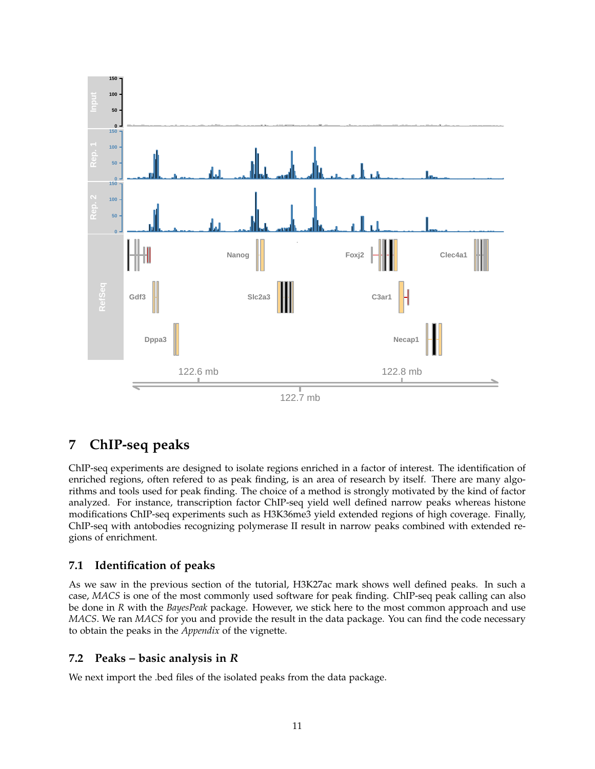## 7 ChIP-seq peaks

ChIP-seq experiments are designed to isolate regions enriched in a factor of interest. The identification of enriched regions, often refered to as peak finding, is an area of research by itself. There are many algorithms and tools used for peak finding. The choice of a method is strongly motivated by the kind of factor analyzed. For instance, transcription factor ChIP-seq yield well defined narrow peaks whereas histone modifications ChIP-seq experiments such as H3K36me3 yield extended regions of high coverage. Finally, ChIP-seq with antobodies recognizing polymerase II result in narrow peaks combined with extended regions of enrichment.

### 7.1 Identification of peaks

As we saw in the previous section of the tutorial, H3K27ac mark shows well defined peaks. In such a case, *MACS* is one of the most commonly used software for peak finding. ChIP-seq peak calling can also be done in *R* with the *BayesPeak* package. However, we stick here to the most common approach and use *MACS*. We ran *MACS* for you and provide the result in the data package. You can find the code necessary to obtain the peaks in the *Appendix* of the vignette.

### 7.2 Peaks – basic analysis in *R*

We next import the .bed files of the isolated peaks from the data package.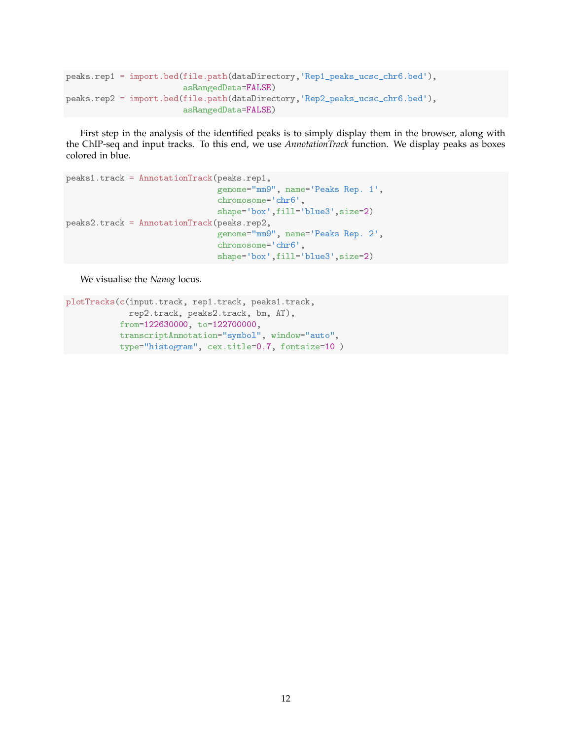```
peaks.rep1 = import.bed(file.path(dataDirectory,'Rep1_peaks_ucsc_chr6.bed'),
                        asRangedData=FALSE)
peaks.rep2 = import.bed(file.path(dataDirectory,'Rep2_peaks_ucsc_chr6.bed'),
                        asRangedData=FALSE)
```

First step in the analysis of the identified peaks is to simply display them in the browser, along with the ChIP-seq and input tracks. To this end, we use *AnnotationTrack* function. We display peaks as boxes colored in blue.

```
peaks1.track = AnnotationTrack(peaks.rep1,
                               genome="mm9", name='Peaks Rep. 1',
                               chromosome='chr6',
                               shape='box',fill='blue3',size=2)
peaks2.track = AnnotationTrack(peaks.rep2,
                               genome="mm9", name='Peaks Rep. 2',
                               chromosome='chr6',
                               shape='box',fill='blue3',size=2)
```

We visualise the *Nanog* locus.

```
plotTracks(c(input.track, rep1.track, peaks1.track,
             rep2.track, peaks2.track, bm, AT),
           from=122630000, to=122700000,
           transcriptAnnotation="symbol", window="auto",
           type="histogram", cex.title=0.7, fontsize=10 )
```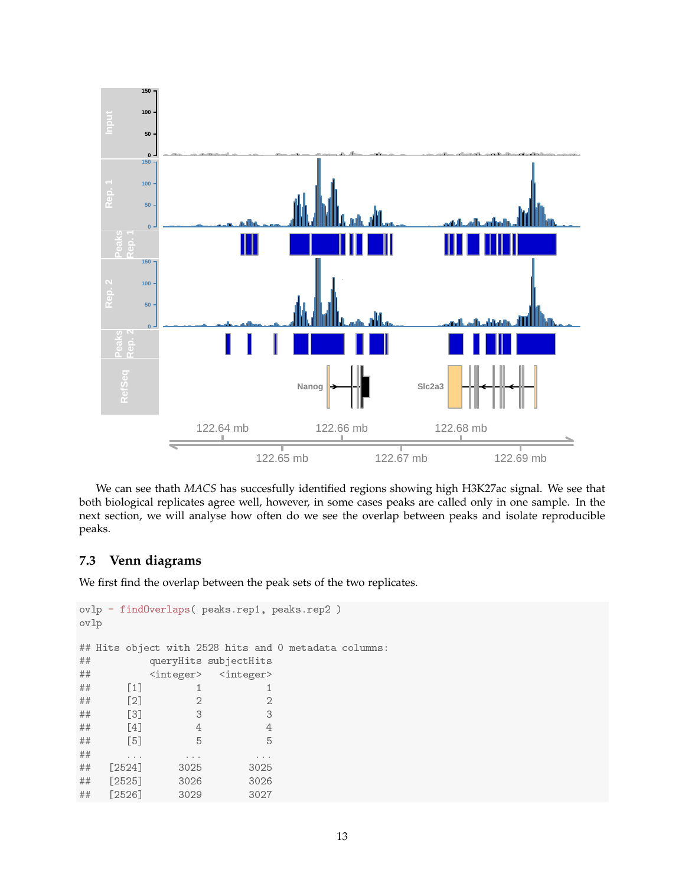We can see thath *MACS* has succesfully identified regions showing high H3K27ac signal. We see that both biological replicates agree well, however, in some cases peaks are called only in one sample. In the next section, we will analyse how often do we see the overlap between peaks and isolate reproducible peaks.

## 7.3 Venn diagrams

We first find the overlap between the peak sets of the two replicates.

```
ovlp = findOverlaps( peaks.rep1, peaks.rep2 )
ovlp

## Hits object with 2528 hits and 0 metadata columns:
##          queryHits subjectHits
##          <integer>   <integer>
##      [1]         1           1
##      [2]         2           2
##      [3]         3           3
##      [4]         4           4
##      [5]         5           5
##      ...       ...         ...
##   [2524]      3025        3025
##   [2525]      3026        3026
##   [2526]      3029        3027
```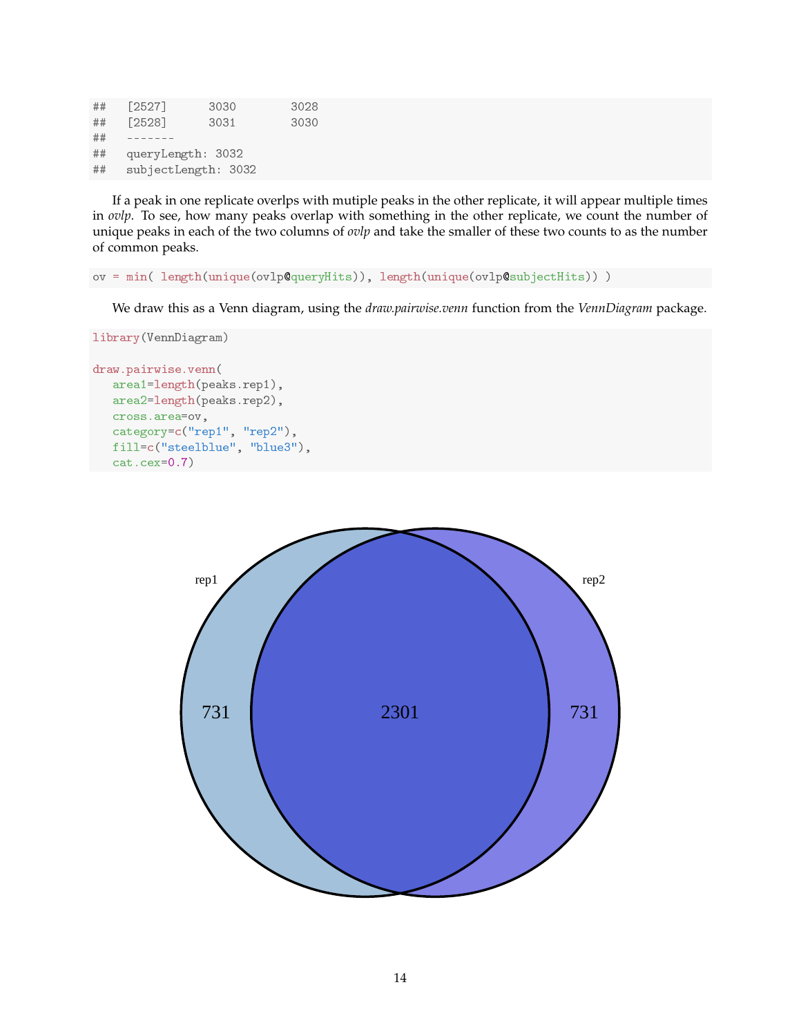```
##   [2527]      3030        3028
##   [2528]      3031        3030
##   -------
##   queryLength: 3032
##   subjectLength: 3032
```

If a peak in one replicate overlps with mutiple peaks in the other replicate, it will appear multiple times in *ovlp*. To see, how many peaks overlap with something in the other replicate, we count the number of unique peaks in each of the two columns of *ovlp* and take the smaller of these two counts to as the number of common peaks.

```
ov = min( length(unique(ovlp@queryHits)), length(unique(ovlp@subjectHits)) )
```

We draw this as a Venn diagram, using the *draw.pairwise.venn* function from the *VennDiagram* package.

```
library(VennDiagram)

draw.pairwise.venn(
   area1=length(peaks.rep1),
   area2=length(peaks.rep2),
   cross.area=ov,
   category=c("rep1", "rep2"),
   fill=c("steelblue", "blue3"),
   cat.cex=0.7)
```

rep1 rep2

731 2301 731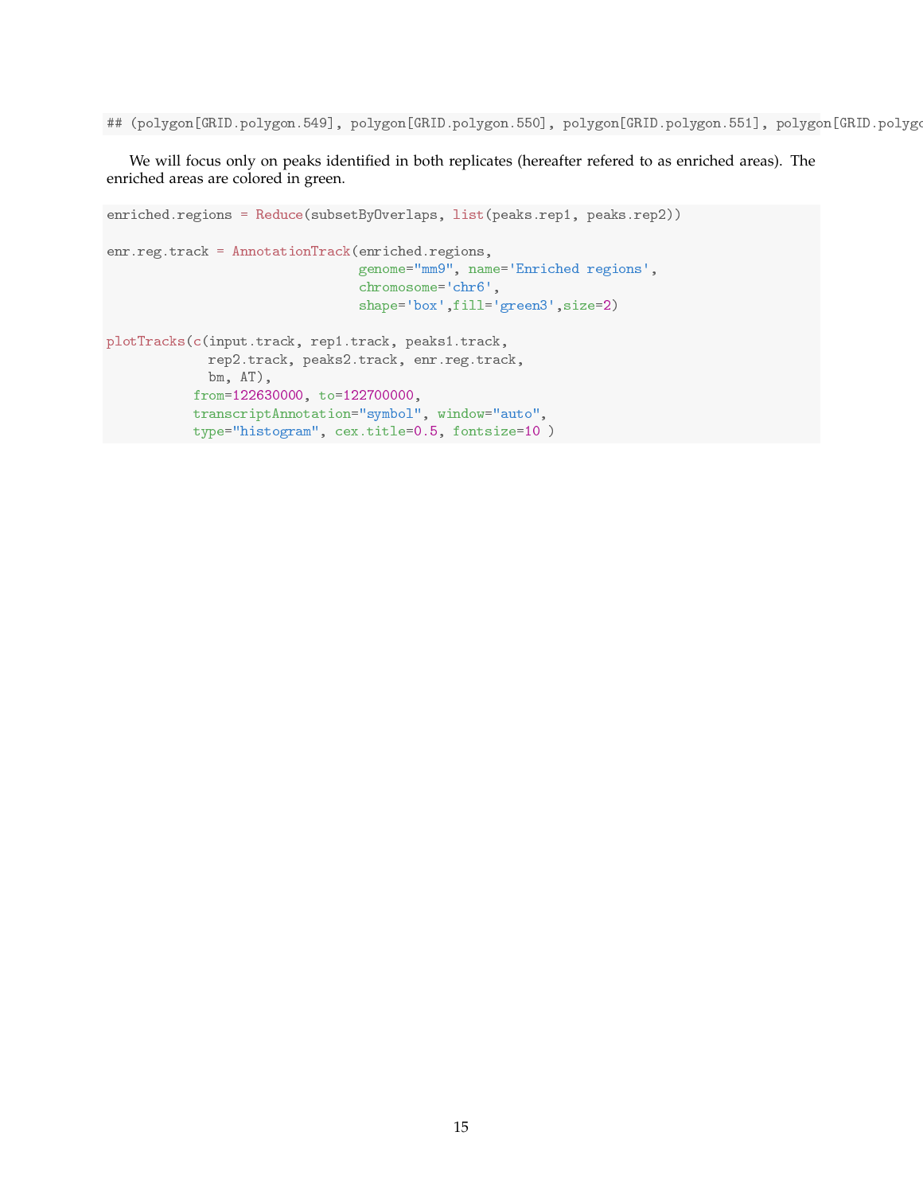```
## (polygon[GRID.polygon.549], polygon[GRID.polygon.550], polygon[GRID.polygon.551], polygon[GRID.polygo
```

We will focus only on peaks identified in both replicates (hereafter refered to as enriched areas). The enriched areas are colored in green.

```
enriched.regions = Reduce(subsetByOverlaps, list(peaks.rep1, peaks.rep2))

enr.reg.track = AnnotationTrack(enriched.regions,
                                genome="mm9", name='Enriched regions',
                                chromosome='chr6',
                                shape='box',fill='green3',size=2)

plotTracks(c(input.track, rep1.track, peaks1.track,
             rep2.track, peaks2.track, enr.reg.track,
             bm, AT),
           from=122630000, to=122700000,
           transcriptAnnotation="symbol", window="auto",
           type="histogram", cex.title=0.5, fontsize=10 )
```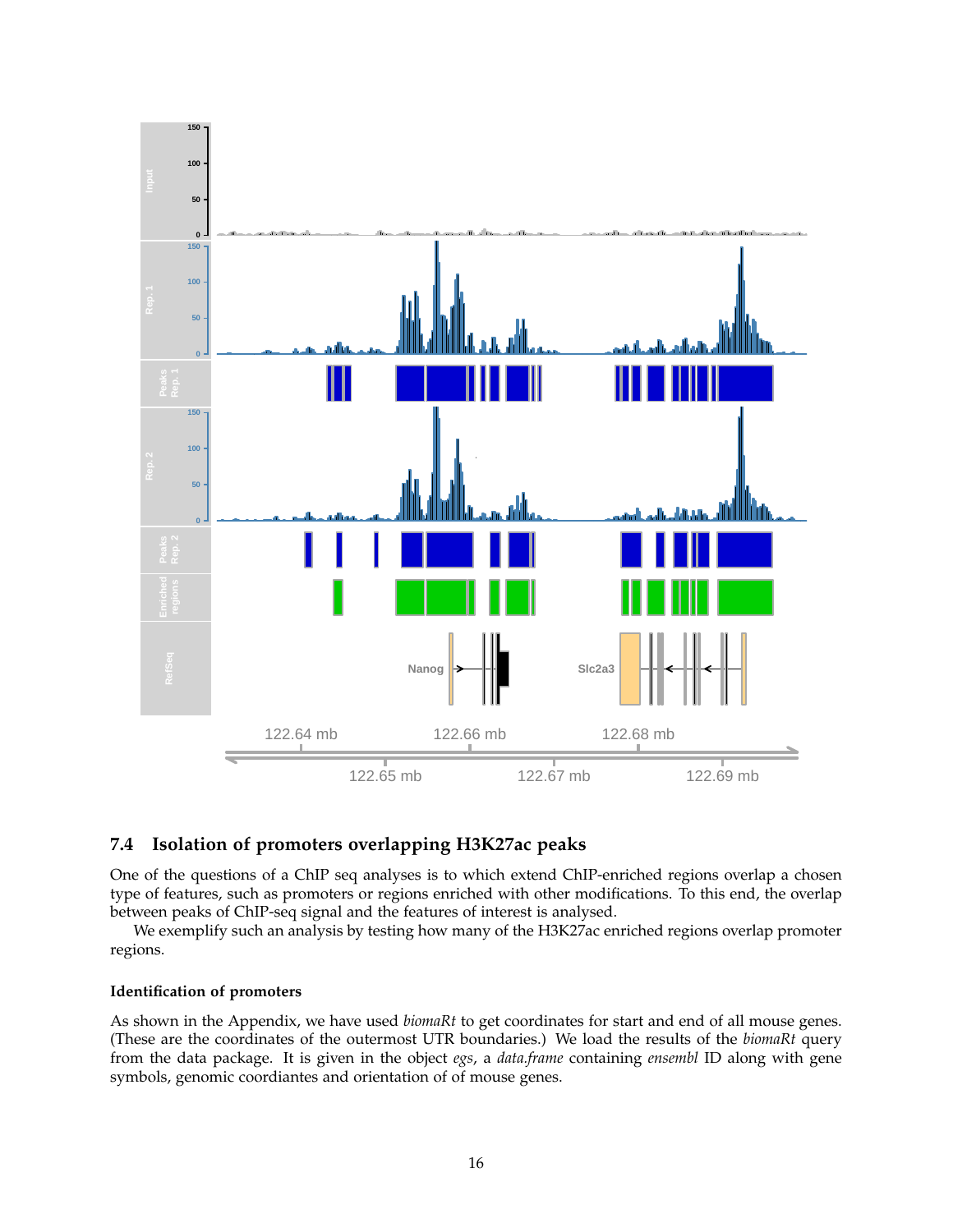## 7.4 Isolation of promoters overlapping H3K27ac peaks

One of the questions of a ChIP seq analyses is to which extend ChIP-enriched regions overlap a chosen type of features, such as promoters or regions enriched with other modifications. To this end, the overlap between peaks of ChIP-seq signal and the features of interest is analysed.

We exemplify such an analysis by testing how many of the H3K27ac enriched regions overlap promoter regions.

### Identification of promoters

As shown in the Appendix, we have used *biomaRt* to get coordinates for start and end of all mouse genes. (These are the coordinates of the outermost UTR boundaries.) We load the results of the *biomaRt* query from the data package. It is given in the object *egs*, a *data.frame* containing *ensembl* ID along with gene symbols, genomic coordiantes and orientation of of mouse genes.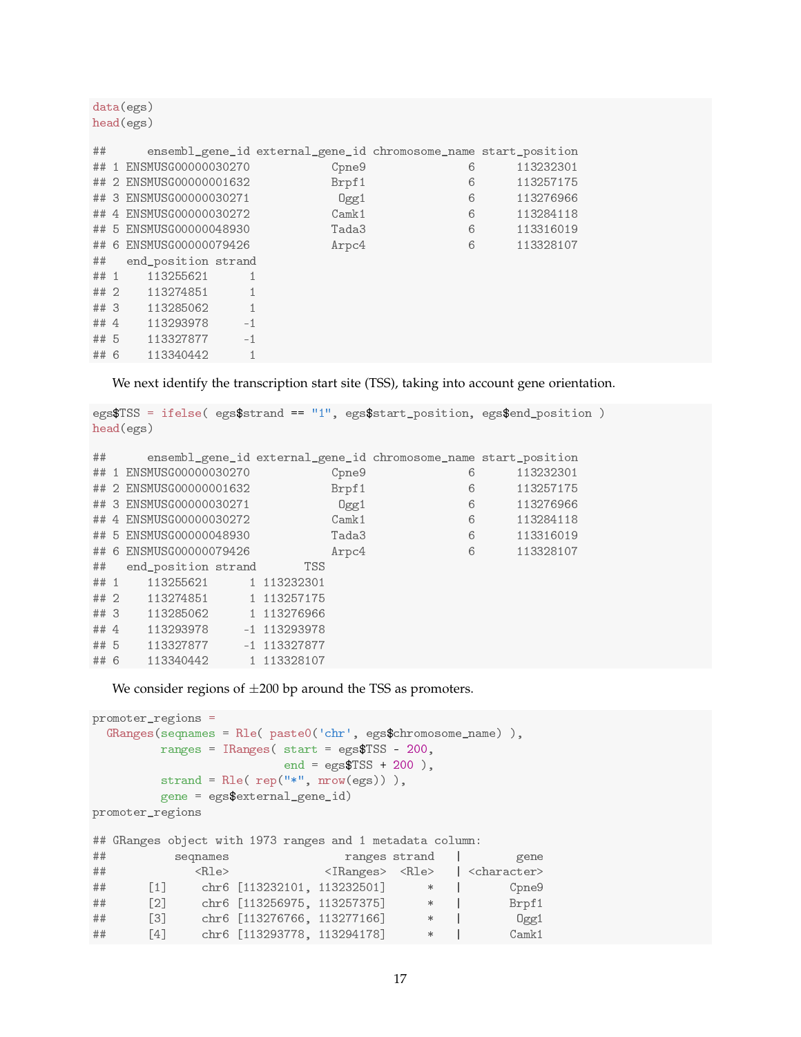```
data(egs)
head(egs)

##      ensembl_gene_id external_gene_id chromosome_name start_position
## 1 ENSMUSG00000030270            Cpne9               6      113232301
## 2 ENSMUSG00000001632            Brpf1               6      113257175
## 3 ENSMUSG00000030271             Ogg1               6      113276966
## 4 ENSMUSG00000030272            Camk1               6      113284118
## 5 ENSMUSG00000048930            Tada3               6      113316019
## 6 ENSMUSG00000079426            Arpc4               6      113328107
##   end_position strand
## 1    113255621      1
## 2    113274851      1
## 3    113285062      1
## 4    113293978     -1
## 5    113327877     -1
## 6    113340442      1
```

We next identify the transcription start site (TSS), taking into account gene orientation.

```
egs$TSS = ifelse( egs$strand == "1", egs$start_position, egs$end_position )
head(egs)

##      ensembl_gene_id external_gene_id chromosome_name start_position
## 1 ENSMUSG00000030270            Cpne9               6      113232301
## 2 ENSMUSG00000001632            Brpf1               6      113257175
## 3 ENSMUSG00000030271             Ogg1               6      113276966
## 4 ENSMUSG00000030272            Camk1               6      113284118
## 5 ENSMUSG00000048930            Tada3               6      113316019
## 6 ENSMUSG00000079426            Arpc4               6      113328107
##   end_position strand       TSS
## 1    113255621      1 113232301
## 2    113274851      1 113257175
## 3    113285062      1 113276966
## 4    113293978     -1 113293978
## 5    113327877     -1 113327877
## 6    113340442      1 113328107
```

We consider regions of $\pm200$ bp around the TSS as promoters.

```
promoter_regions =
  GRanges(seqnames = Rle( paste0('chr', egs$chromosome_name) ),
          ranges = IRanges( start = egs$TSS - 200,
                            end = egs$TSS + 200 ),
          strand = Rle( rep("*", nrow(egs)) ),
          gene = egs$external_gene_id)
promoter_regions

## GRanges object with 1973 ranges and 1 metadata column:
##          seqnames                 ranges strand   |        gene
##             <Rle>              <IRanges>  <Rle>   | <character>
##      [1]     chr6 [113232101, 113232501]      *   |       Cpne9
##      [2]     chr6 [113256975, 113257375]      *   |       Brpf1
##      [3]     chr6 [113276766, 113277166]      *   |        Ogg1
##      [4]     chr6 [113293778, 113294178]      *   |       Camk1
```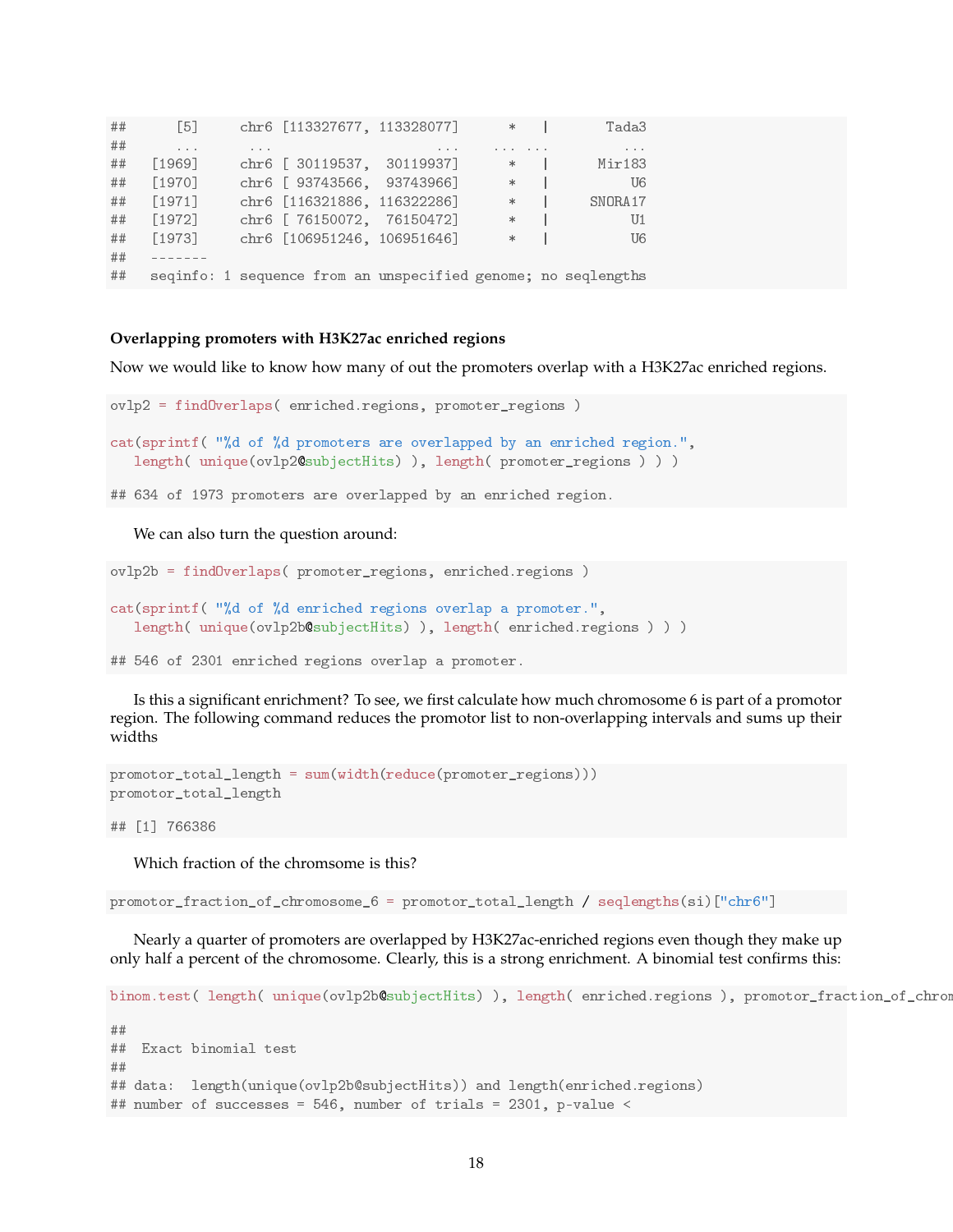```
##      [5]     chr6 [113327677, 113328077]      *   |       Tada3
##      ...      ...                    ...    ... ...         ...
##   [1969]     chr6 [ 30119537,  30119937]      *   |      Mir183
##   [1970]     chr6 [ 93743566,  93743966]      *   |          U6
##   [1971]     chr6 [116321886, 116322286]      *   |     SNORA17
##   [1972]     chr6 [ 76150072,  76150472]      *   |          U1
##   [1973]     chr6 [106951246, 106951646]      *   |          U6
##   -------
##   seqinfo: 1 sequence from an unspecified genome; no seqlengths
```

### Overlapping promoters with H3K27ac enriched regions

Now we would like to know how many of out the promoters overlap with a H3K27ac enriched regions.

```
ovlp2 = findOverlaps( enriched.regions, promoter_regions )

cat(sprintf( "%d of %d promoters are overlapped by an enriched region.",
   length( unique(ovlp2@subjectHits) ), length( promoter_regions ) ) )

## 634 of 1973 promoters are overlapped by an enriched region.
```

We can also turn the question around:

```
ovlp2b = findOverlaps( promoter_regions, enriched.regions )

cat(sprintf( "%d of %d enriched regions overlap a promoter.",
   length( unique(ovlp2b@subjectHits) ), length( enriched.regions ) ) )

## 546 of 2301 enriched regions overlap a promoter.
```

Is this a significant enrichment? To see, we first calculate how much chromosome 6 is part of a promotor region. The following command reduces the promotor list to non-overlapping intervals and sums up their widths

```
promotor_total_length = sum(width(reduce(promoter_regions)))
promotor_total_length

## [1] 766386
```

Which fraction of the chromsome is this?

```
promotor_fraction_of_chromosome_6 = promotor_total_length / seqlengths(si)["chr6"]
```

Nearly a quarter of promoters are overlapped by H3K27ac-enriched regions even though they make up only half a percent of the chromosome. Clearly, this is a strong enrichment. A binomial test confirms this:

```
binom.test( length( unique(ovlp2b@subjectHits) ), length( enriched.regions ), promotor_fraction_of_chrom

##
##  Exact binomial test
##
## data:  length(unique(ovlp2b@subjectHits)) and length(enriched.regions)
## number of successes = 546, number of trials = 2301, p-value <
```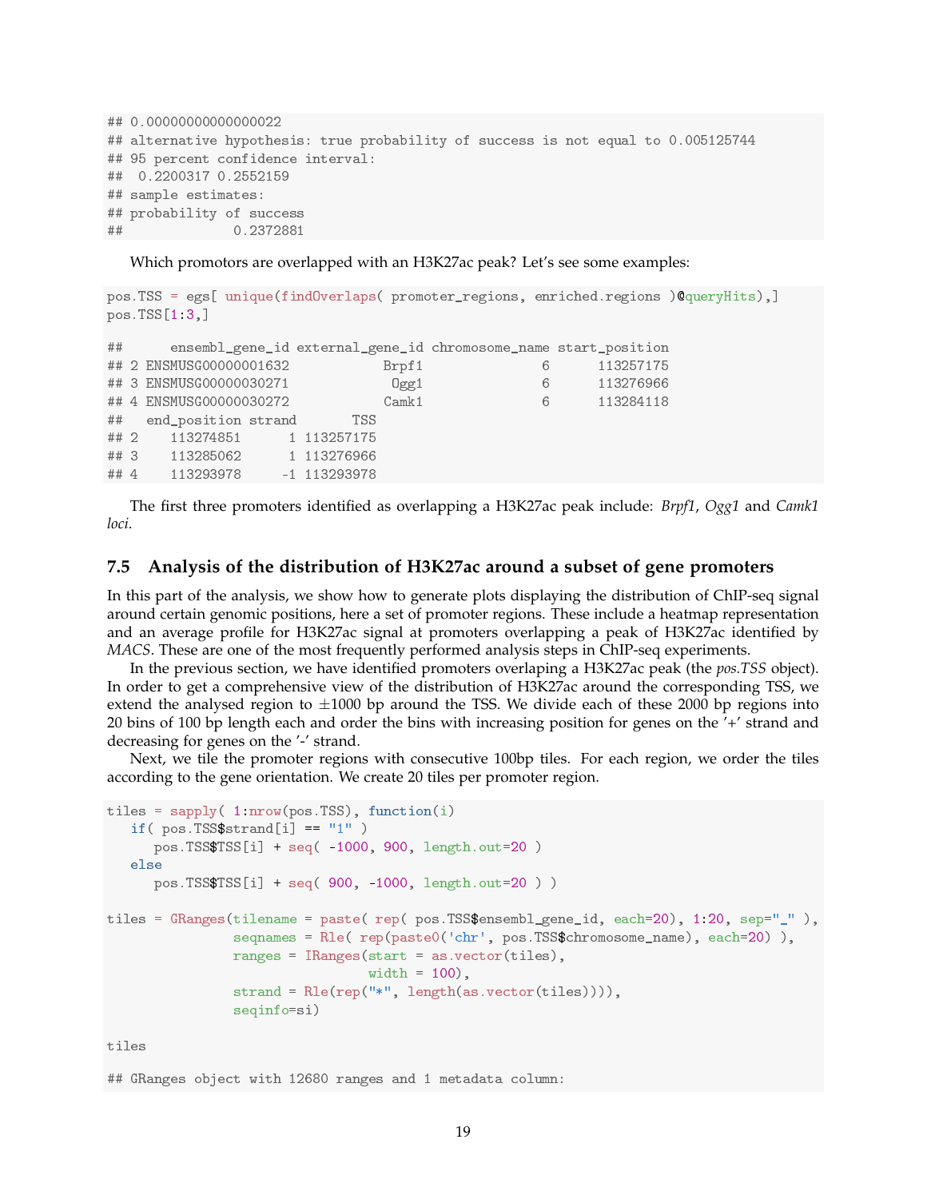```
## 0.00000000000000022
## alternative hypothesis: true probability of success is not equal to 0.005125744
## 95 percent confidence interval:
##  0.2200317 0.2552159
## sample estimates:
## probability of success
##              0.2372881
```

Which promotors are overlapped with an H3K27ac peak? Let's see some examples:

```
pos.TSS = egs[ unique(findOverlaps( promoter_regions, enriched.regions )@queryHits),]
pos.TSS[1:3,]

##      ensembl_gene_id external_gene_id chromosome_name start_position
## 2 ENSMUSG00000001632            Brpf1               6      113257175
## 3 ENSMUSG00000030271             Ogg1               6      113276966
## 4 ENSMUSG00000030272            Camk1               6      113284118
##   end_position strand       TSS
## 2    113274851      1 113257175
## 3    113285062      1 113276966
## 4    113293978     -1 113293978
```

The first three promoters identified as overlapping a H3K27ac peak include: *Brpf1*, *Ogg1* and *Camk1 loci*.

### 7.5 Analysis of the distribution of H3K27ac around a subset of gene promoters

In this part of the analysis, we show how to generate plots displaying the distribution of ChIP-seq signal around certain genomic positions, here a set of promoter regions. These include a heatmap representation and an average profile for H3K27ac signal at promoters overlapping a peak of H3K27ac identified by *MACS*. These are one of the most frequently performed analysis steps in ChIP-seq experiments.

In the previous section, we have identified promoters overlaping a H3K27ac peak (the *pos.TSS* object). In order to get a comprehensive view of the distribution of H3K27ac around the corresponding TSS, we extend the analysed region to $\pm 1000$ bp around the TSS. We divide each of these 2000 bp regions into 20 bins of 100 bp length each and order the bins with increasing position for genes on the '+' strand and decreasing for genes on the '-' strand.

Next, we tile the promoter regions with consecutive 100bp tiles. For each region, we order the tiles according to the gene orientation. We create 20 tiles per promoter region.

```
tiles = sapply( 1:nrow(pos.TSS), function(i)
   if( pos.TSS$strand[i] == "1" )
      pos.TSS$TSS[i] + seq( -1000, 900, length.out=20 )
   else
      pos.TSS$TSS[i] + seq( 900, -1000, length.out=20 ) )

tiles = GRanges(tilename = paste( rep( pos.TSS$ensembl_gene_id, each=20), 1:20, sep="_" ),
                seqnames = Rle( rep(paste0('chr', pos.TSS$chromosome_name), each=20) ),
                ranges = IRanges(start = as.vector(tiles),
                                 width = 100),
                strand = Rle(rep("*", length(as.vector(tiles)))),
                seqinfo=si)

tiles

## GRanges object with 12680 ranges and 1 metadata column:
```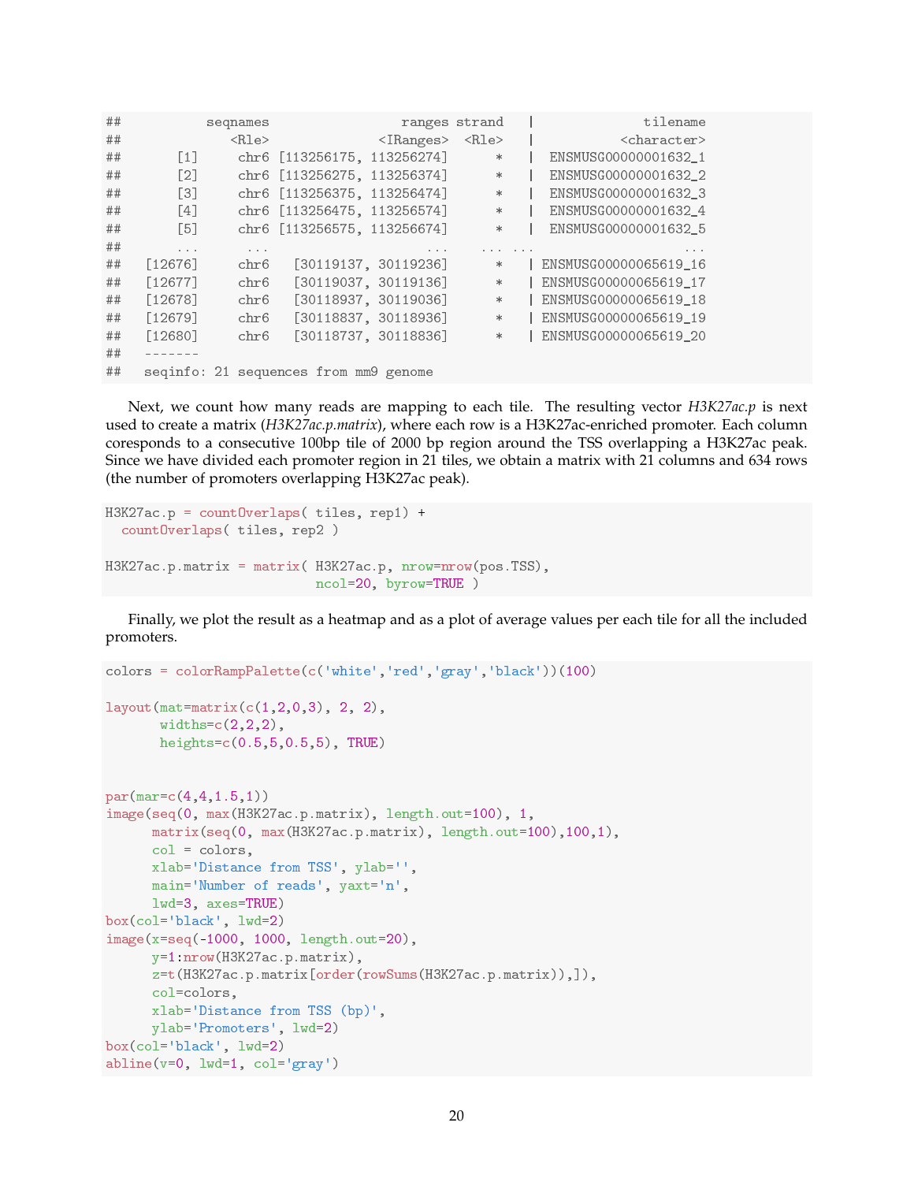```
##          seqnames                ranges strand   |             tilename
##             <Rle>             <IRanges>  <Rle>   |          <character>
##       [1]     chr6 [113256175, 113256274]      *   |  ENSMUSG00000001632_1
##       [2]     chr6 [113256275, 113256374]      *   |  ENSMUSG00000001632_2
##       [3]     chr6 [113256375, 113256474]      *   |  ENSMUSG00000001632_3
##       [4]     chr6 [113256475, 113256574]      *   |  ENSMUSG00000001632_4
##       [5]     chr6 [113256575, 113256674]      *   |  ENSMUSG00000001632_5
##       ...      ...                    ...    ... ...                   ...
##   [12676]     chr6   [30119137, 30119236]      *   | ENSMUSG00000065619_16
##   [12677]     chr6   [30119037, 30119136]      *   | ENSMUSG00000065619_17
##   [12678]     chr6   [30118937, 30119036]      *   | ENSMUSG00000065619_18
##   [12679]     chr6   [30118837, 30118936]      *   | ENSMUSG00000065619_19
##   [12680]     chr6   [30118737, 30118836]      *   | ENSMUSG00000065619_20
##   -------
##   seqinfo: 21 sequences from mm9 genome
```

Next, we count how many reads are mapping to each tile. The resulting vector *H3K27ac.p* is next used to create a matrix (*H3K27ac.p.matrix*), where each row is a H3K27ac-enriched promoter. Each column coresponds to a consecutive 100bp tile of 2000 bp region around the TSS overlapping a H3K27ac peak. Since we have divided each promoter region in 21 tiles, we obtain a matrix with 21 columns and 634 rows (the number of promoters overlapping H3K27ac peak).

```
H3K27ac.p = countOverlaps( tiles, rep1) +
  countOverlaps( tiles, rep2 )

H3K27ac.p.matrix = matrix( H3K27ac.p, nrow=nrow(pos.TSS),
                          ncol=20, byrow=TRUE )
```

Finally, we plot the result as a heatmap and as a plot of average values per each tile for all the included promoters.

```
colors = colorRampPalette(c('white','red','gray','black'))(100)

layout(mat=matrix(c(1,2,0,3), 2, 2),
       widths=c(2,2,2),
       heights=c(0.5,5,0.5,5), TRUE)


par(mar=c(4,4,1.5,1))
image(seq(0, max(H3K27ac.p.matrix), length.out=100), 1,
      matrix(seq(0, max(H3K27ac.p.matrix), length.out=100),100,1),
      col = colors,
      xlab='Distance from TSS', ylab='',
      main='Number of reads', yaxt='n',
      lwd=3, axes=TRUE)
box(col='black', lwd=2)
image(x=seq(-1000, 1000, length.out=20),
      y=1:nrow(H3K27ac.p.matrix),
      z=t(H3K27ac.p.matrix[order(rowSums(H3K27ac.p.matrix)),]),
      col=colors,
      xlab='Distance from TSS (bp)',
      ylab='Promoters', lwd=2)
box(col='black', lwd=2)
abline(v=0, lwd=1, col='gray')
```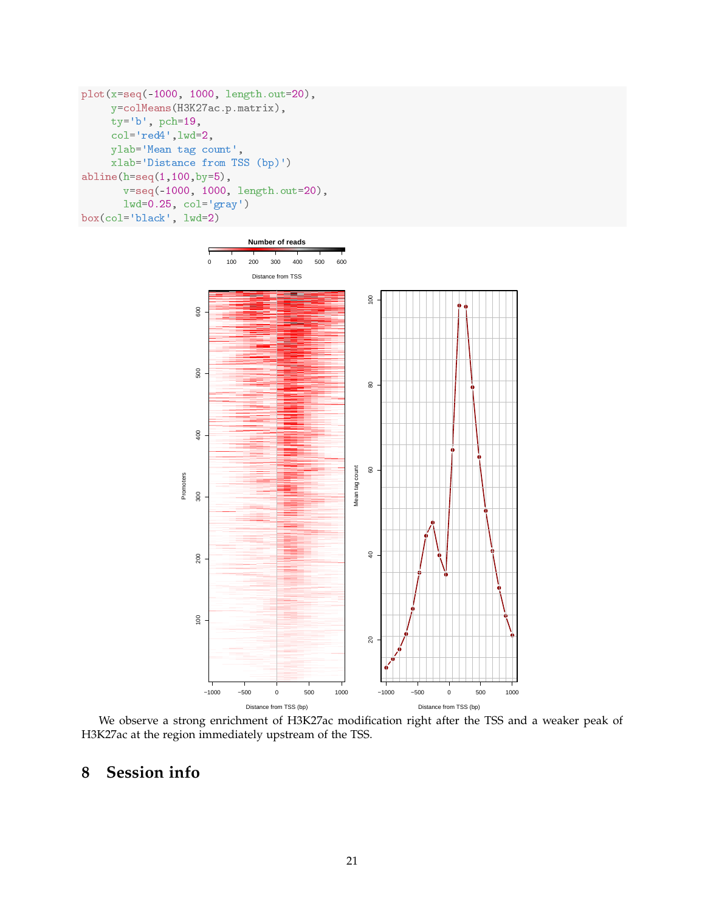```
plot(x=seq(-1000, 1000, length.out=20),
     y=colMeans(H3K27ac.p.matrix),
     ty='b', pch=19,
     col='red4',lwd=2,
     ylab='Mean tag count',
     xlab='Distance from TSS (bp)')
abline(h=seq(1,100,by=5),
       v=seq(-1000, 1000, length.out=20),
       lwd=0.25, col='gray')
box(col='black', lwd=2)
```

We observe a strong enrichment of H3K27ac modification right after the TSS and a weaker peak of H3K27ac at the region immediately upstream of the TSS.

# 8 Session info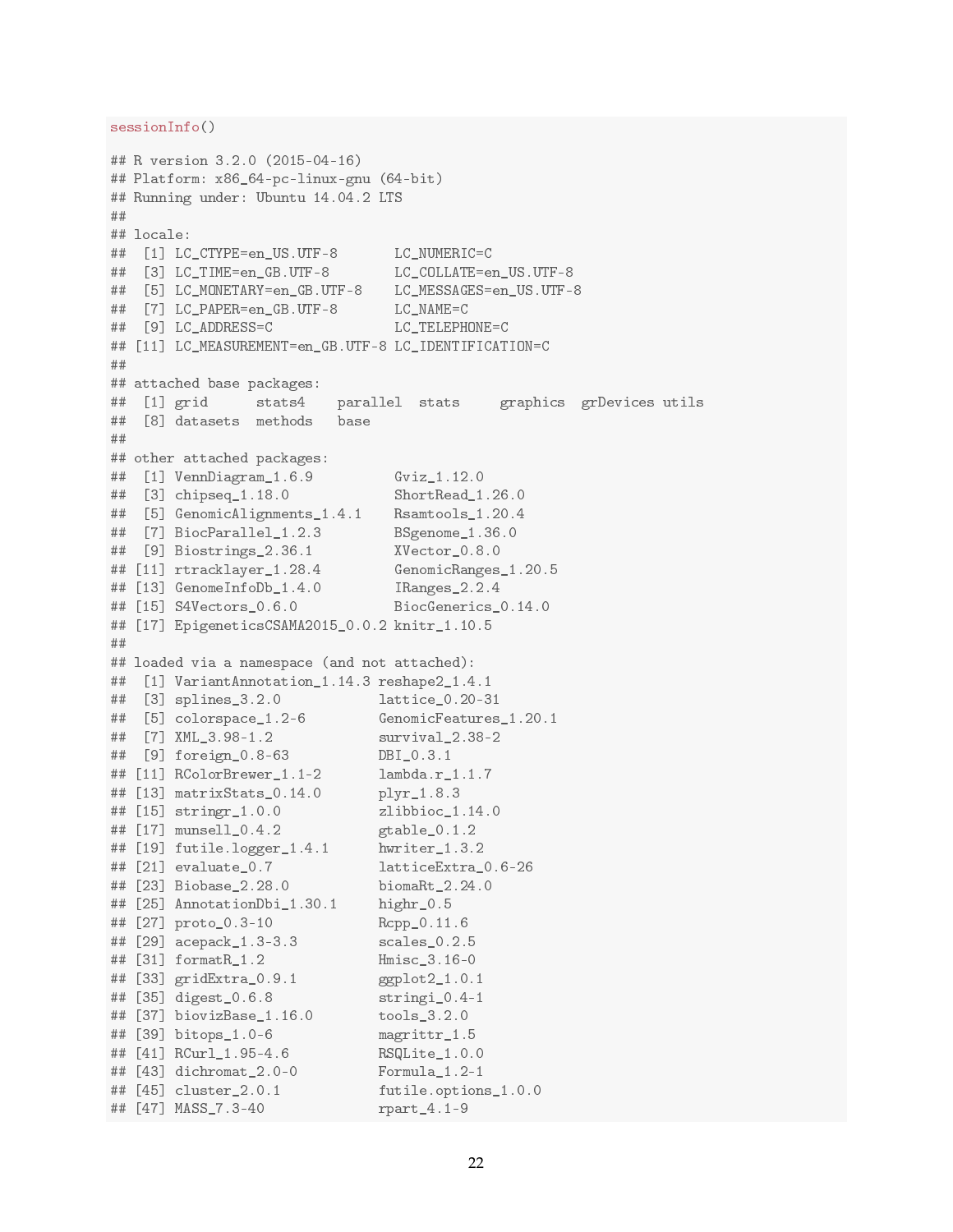```r
sessionInfo()

## R version 3.2.0 (2015-04-16)
## Platform: x86_64-pc-linux-gnu (64-bit)
## Running under: Ubuntu 14.04.2 LTS
##
## locale:
##  [1] LC_CTYPE=en_US.UTF-8       LC_NUMERIC=C
##  [3] LC_TIME=en_GB.UTF-8        LC_COLLATE=en_US.UTF-8
##  [5] LC_MONETARY=en_GB.UTF-8    LC_MESSAGES=en_US.UTF-8
##  [7] LC_PAPER=en_GB.UTF-8       LC_NAME=C
##  [9] LC_ADDRESS=C               LC_TELEPHONE=C
## [11] LC_MEASUREMENT=en_GB.UTF-8 LC_IDENTIFICATION=C
##
## attached base packages:
##  [1] grid      stats4    parallel  stats     graphics  grDevices utils
##  [8] datasets  methods   base
##
## other attached packages:
##  [1] VennDiagram_1.6.9          Gviz_1.12.0
##  [3] chipseq_1.18.0             ShortRead_1.26.0
##  [5] GenomicAlignments_1.4.1    Rsamtools_1.20.4
##  [7] BiocParallel_1.2.3         BSgenome_1.36.0
##  [9] Biostrings_2.36.1          XVector_0.8.0
## [11] rtracklayer_1.28.4         GenomicRanges_1.20.5
## [13] GenomeInfoDb_1.4.0         IRanges_2.2.4
## [15] S4Vectors_0.6.0            BiocGenerics_0.14.0
## [17] EpigeneticsCSAMA2015_0.0.2 knitr_1.10.5
##
## loaded via a namespace (and not attached):
##  [1] VariantAnnotation_1.14.3 reshape2_1.4.1
##  [3] splines_3.2.0            lattice_0.20-31
##  [5] colorspace_1.2-6         GenomicFeatures_1.20.1
##  [7] XML_3.98-1.2             survival_2.38-2
##  [9] foreign_0.8-63           DBI_0.3.1
## [11] RColorBrewer_1.1-2       lambda.r_1.1.7
## [13] matrixStats_0.14.0       plyr_1.8.3
## [15] stringr_1.0.0            zlibbioc_1.14.0
## [17] munsell_0.4.2            gtable_0.1.2
## [19] futile.logger_1.4.1      hwriter_1.3.2
## [21] evaluate_0.7             latticeExtra_0.6-26
## [23] Biobase_2.28.0           biomaRt_2.24.0
## [25] AnnotationDbi_1.30.1     highr_0.5
## [27] proto_0.3-10             Rcpp_0.11.6
## [29] acepack_1.3-3.3          scales_0.2.5
## [31] formatR_1.2              Hmisc_3.16-0
## [33] gridExtra_0.9.1          ggplot2_1.0.1
## [35] digest_0.6.8             stringi_0.4-1
## [37] biovizBase_1.16.0        tools_3.2.0
## [39] bitops_1.0-6             magrittr_1.5
## [41] RCurl_1.95-4.6           RSQLite_1.0.0
## [43] dichromat_2.0-0          Formula_1.2-1
## [45] cluster_2.0.1            futile.options_1.0.0
## [47] MASS_7.3-40              rpart_4.1-9
```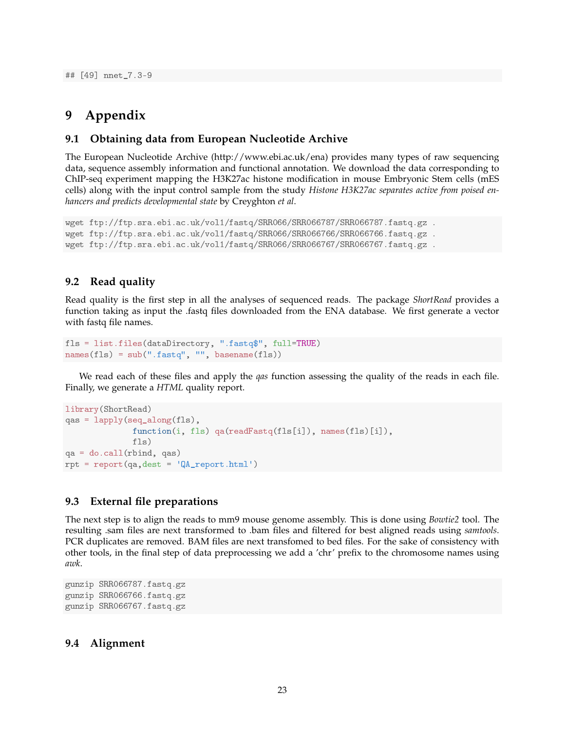```
## [49] nnet_7.3-9
```

# 9 Appendix

## 9.1 Obtaining data from European Nucleotide Archive

The European Nucleotide Archive (http://www.ebi.ac.uk/ena) provides many types of raw sequencing data, sequence assembly information and functional annotation. We download the data corresponding to ChIP-seq experiment mapping the H3K27ac histone modification in mouse Embryonic Stem cells (mES cells) along with the input control sample from the study *Histone H3K27ac separates active from poised enhancers and predicts developmental state* by Creyghton *et al*.

```
wget ftp://ftp.sra.ebi.ac.uk/vol1/fastq/SRR066/SRR066787/SRR066787.fastq.gz .
wget ftp://ftp.sra.ebi.ac.uk/vol1/fastq/SRR066/SRR066766/SRR066766.fastq.gz .
wget ftp://ftp.sra.ebi.ac.uk/vol1/fastq/SRR066/SRR066767/SRR066767.fastq.gz .
```

## 9.2 Read quality

Read quality is the first step in all the analyses of sequenced reads. The package *ShortRead* provides a function taking as input the .fastq files downloaded from the ENA database. We first generate a vector with fastq file names.

```
fls = list.files(dataDirectory, ".fastq$", full=TRUE)
names(fls) = sub(".fastq", "", basename(fls))
```

We read each of these files and apply the *qas* function assessing the quality of the reads in each file. Finally, we generate a *HTML* quality report.

```
library(ShortRead)
qas = lapply(seq_along(fls),
             function(i, fls) qa(readFastq(fls[i]), names(fls)[i]),
             fls)
qa = do.call(rbind, qas)
rpt = report(qa,dest = 'QA_report.html')
```

## 9.3 External file preparations

The next step is to align the reads to mm9 mouse genome assembly. This is done using *Bowtie2* tool. The resulting .sam files are next transformed to .bam files and filtered for best aligned reads using *samtools*. PCR duplicates are removed. BAM files are next transfomed to bed files. For the sake of consistency with other tools, in the final step of data preprocessing we add a 'chr' prefix to the chromosome names using *awk*.

```
gunzip SRR066787.fastq.gz
gunzip SRR066766.fastq.gz
gunzip SRR066767.fastq.gz
```

## 9.4 Alignment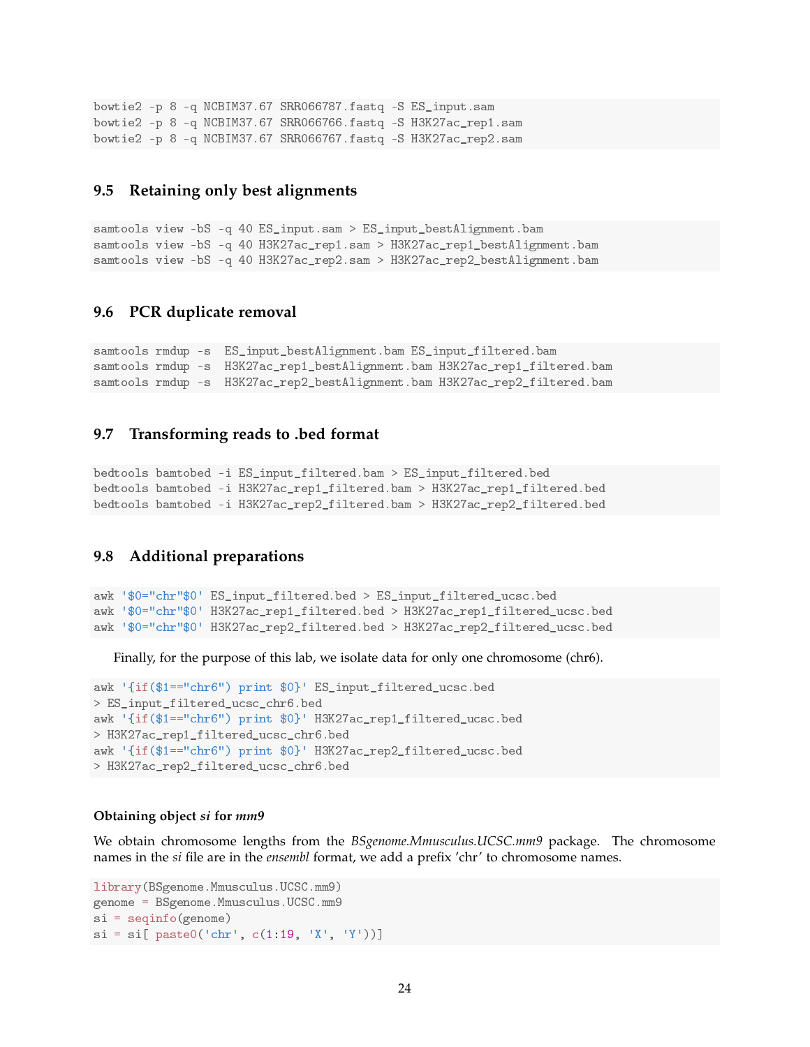```
bowtie2 -p 8 -q NCBIM37.67 SRR066787.fastq -S ES_input.sam
bowtie2 -p 8 -q NCBIM37.67 SRR066766.fastq -S H3K27ac_rep1.sam
bowtie2 -p 8 -q NCBIM37.67 SRR066767.fastq -S H3K27ac_rep2.sam
```

## 9.5 Retaining only best alignments

```
samtools view -bS -q 40 ES_input.sam > ES_input_bestAlignment.bam
samtools view -bS -q 40 H3K27ac_rep1.sam > H3K27ac_rep1_bestAlignment.bam
samtools view -bS -q 40 H3K27ac_rep2.sam > H3K27ac_rep2_bestAlignment.bam
```

## 9.6 PCR duplicate removal

```
samtools rmdup -s  ES_input_bestAlignment.bam ES_input_filtered.bam
samtools rmdup -s  H3K27ac_rep1_bestAlignment.bam H3K27ac_rep1_filtered.bam
samtools rmdup -s  H3K27ac_rep2_bestAlignment.bam H3K27ac_rep2_filtered.bam
```

## 9.7 Transforming reads to .bed format

```
bedtools bamtobed -i ES_input_filtered.bam > ES_input_filtered.bed
bedtools bamtobed -i H3K27ac_rep1_filtered.bam > H3K27ac_rep1_filtered.bed
bedtools bamtobed -i H3K27ac_rep2_filtered.bam > H3K27ac_rep2_filtered.bed
```

## 9.8 Additional preparations

```
awk '$0="chr"$0' ES_input_filtered.bed > ES_input_filtered_ucsc.bed
awk '$0="chr"$0' H3K27ac_rep1_filtered.bed > H3K27ac_rep1_filtered_ucsc.bed
awk '$0="chr"$0' H3K27ac_rep2_filtered.bed > H3K27ac_rep2_filtered_ucsc.bed
```

Finally, for the purpose of this lab, we isolate data for only one chromosome (chr6).

```
awk '{if($1=="chr6") print $0}' ES_input_filtered_ucsc.bed
> ES_input_filtered_ucsc_chr6.bed
awk '{if($1=="chr6") print $0}' H3K27ac_rep1_filtered_ucsc.bed
> H3K27ac_rep1_filtered_ucsc_chr6.bed
awk '{if($1=="chr6") print $0}' H3K27ac_rep2_filtered_ucsc.bed
> H3K27ac_rep2_filtered_ucsc_chr6.bed
```

#### Obtaining object *si* for *mm9*

We obtain chromosome lengths from the *BSgenome.Mmusculus.UCSC.mm9* package. The chromosome names in the *si* file are in the *ensembl* format, we add a prefix 'chr' to chromosome names.

```
library(BSgenome.Mmusculus.UCSC.mm9)
genome = BSgenome.Mmusculus.UCSC.mm9
si = seqinfo(genome)
si = si[ paste0('chr', c(1:19, 'X', 'Y'))]
```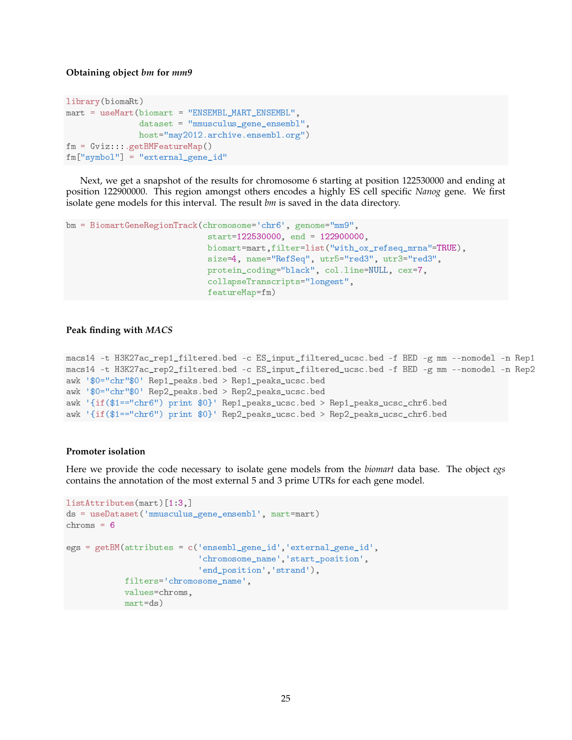### Obtaining object *bm* for *mm9*

```
library(biomaRt)
mart = useMart(biomart = "ENSEMBL_MART_ENSEMBL",
               dataset = "mmusculus_gene_ensembl",
               host="may2012.archive.ensembl.org")
fm = Gviz:::.getBMFeatureMap()
fm["symbol"] = "external_gene_id"
```

Next, we get a snapshot of the results for chromosome 6 starting at position 122530000 and ending at position 122900000. This region amongst others encodes a highly ES cell specific *Nanog* gene. We first isolate gene models for this interval. The result *bm* is saved in the data directory.

```
bm = BiomartGeneRegionTrack(chromosome='chr6', genome="mm9",
                            start=122530000, end = 122900000,
                            biomart=mart,filter=list("with_ox_refseq_mrna"=TRUE),
                            size=4, name="RefSeq", utr5="red3", utr3="red3",
                            protein_coding="black", col.line=NULL, cex=7,
                            collapseTranscripts="longest",
                            featureMap=fm)
```

### Peak finding with *MACS*

```
macs14 -t H3K27ac_rep1_filtered.bed -c ES_input_filtered_ucsc.bed -f BED -g mm --nomodel -n Rep1
macs14 -t H3K27ac_rep2_filtered.bed -c ES_input_filtered_ucsc.bed -f BED -g mm --nomodel -n Rep2
awk '$0="chr"$0' Rep1_peaks.bed > Rep1_peaks_ucsc.bed
awk '$0="chr"$0' Rep2_peaks.bed > Rep2_peaks_ucsc.bed
awk '{if($1=="chr6") print $0}' Rep1_peaks_ucsc.bed > Rep1_peaks_ucsc_chr6.bed
awk '{if($1=="chr6") print $0}' Rep2_peaks_ucsc.bed > Rep2_peaks_ucsc_chr6.bed
```

### Promoter isolation

Here we provide the code necessary to isolate gene models from the *biomart* data base. The object *egs* contains the annotation of the most external 5 and 3 prime UTRs for each gene model.

```
listAttributes(mart)[1:3,]
ds = useDataset('mmusculus_gene_ensembl', mart=mart)
chroms = 6

egs = getBM(attributes = c('ensembl_gene_id','external_gene_id',
                           'chromosome_name','start_position',
                           'end_position','strand'),
            filters='chromosome_name',
            values=chroms,
            mart=ds)
```